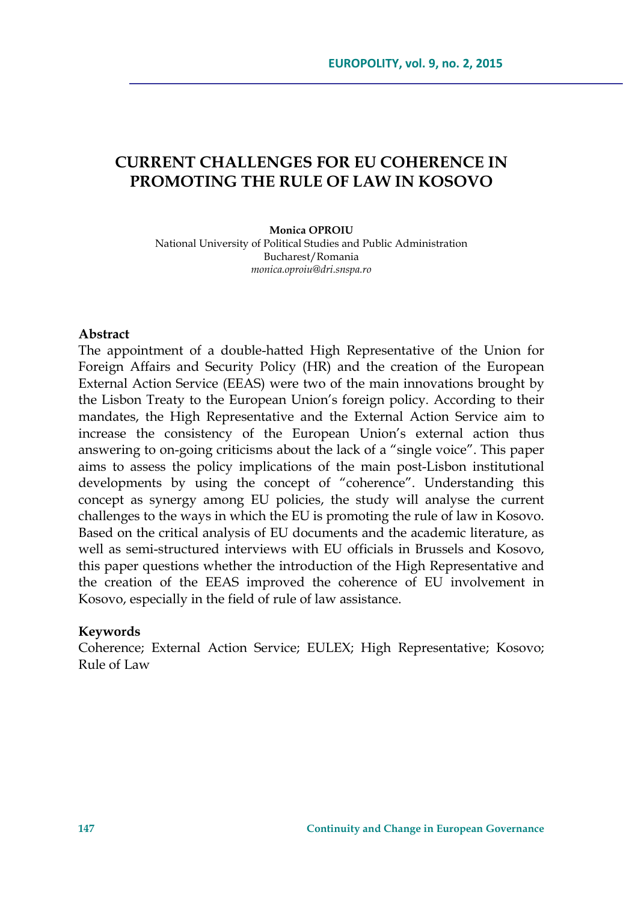# CURRENT CHALLENGES FOR EU COHERENCE IN PROMOTING THE RULE OF LAW IN KOSOVO

**Monica OPROIU**
National University of Political Studies and Public Administration
Bucharest/Romania
*monica.oproiu@dri.snspa.ro*

**Abstract**

The appointment of a double-hatted High Representative of the Union for Foreign Affairs and Security Policy (HR) and the creation of the European External Action Service (EEAS) were two of the main innovations brought by the Lisbon Treaty to the European Union's foreign policy. According to their mandates, the High Representative and the External Action Service aim to increase the consistency of the European Union's external action thus answering to on-going criticisms about the lack of a "single voice". This paper aims to assess the policy implications of the main post-Lisbon institutional developments by using the concept of "coherence". Understanding this concept as synergy among EU policies, the study will analyse the current challenges to the ways in which the EU is promoting the rule of law in Kosovo. Based on the critical analysis of EU documents and the academic literature, as well as semi-structured interviews with EU officials in Brussels and Kosovo, this paper questions whether the introduction of the High Representative and the creation of the EEAS improved the coherence of EU involvement in Kosovo, especially in the field of rule of law assistance.

**Keywords**

Coherence; External Action Service; EULEX; High Representative; Kosovo; Rule of Law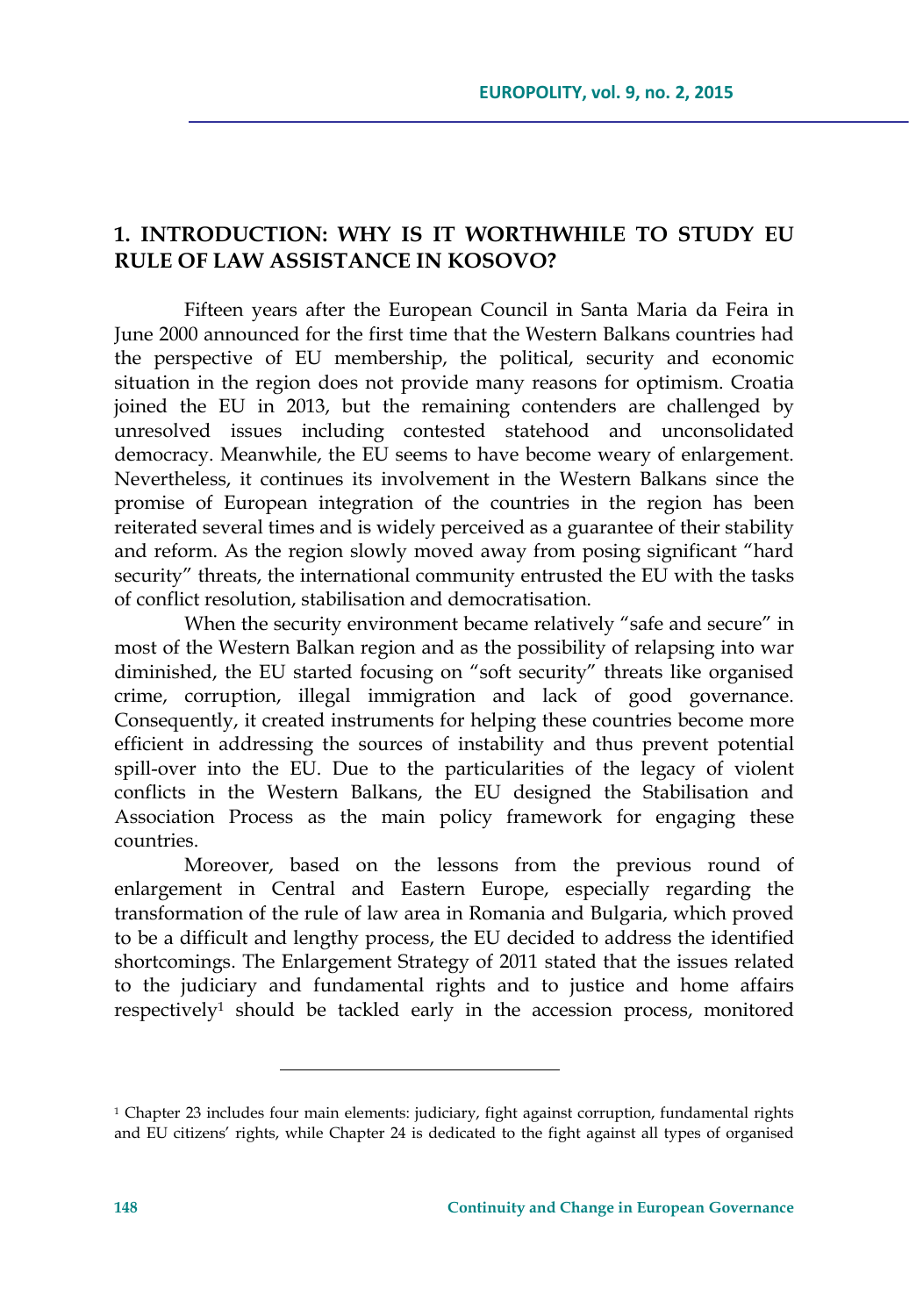## 1. INTRODUCTION: WHY IS IT WORTHWHILE TO STUDY EU RULE OF LAW ASSISTANCE IN KOSOVO?

Fifteen years after the European Council in Santa Maria da Feira in June 2000 announced for the first time that the Western Balkans countries had the perspective of EU membership, the political, security and economic situation in the region does not provide many reasons for optimism. Croatia joined the EU in 2013, but the remaining contenders are challenged by unresolved issues including contested statehood and unconsolidated democracy. Meanwhile, the EU seems to have become weary of enlargement. Nevertheless, it continues its involvement in the Western Balkans since the promise of European integration of the countries in the region has been reiterated several times and is widely perceived as a guarantee of their stability and reform. As the region slowly moved away from posing significant "hard security" threats, the international community entrusted the EU with the tasks of conflict resolution, stabilisation and democratisation.

When the security environment became relatively "safe and secure" in most of the Western Balkan region and as the possibility of relapsing into war diminished, the EU started focusing on "soft security" threats like organised crime, corruption, illegal immigration and lack of good governance. Consequently, it created instruments for helping these countries become more efficient in addressing the sources of instability and thus prevent potential spill-over into the EU. Due to the particularities of the legacy of violent conflicts in the Western Balkans, the EU designed the Stabilisation and Association Process as the main policy framework for engaging these countries.

Moreover, based on the lessons from the previous round of enlargement in Central and Eastern Europe, especially regarding the transformation of the rule of law area in Romania and Bulgaria, which proved to be a difficult and lengthy process, the EU decided to address the identified shortcomings. The Enlargement Strategy of 2011 stated that the issues related to the judiciary and fundamental rights and to justice and home affairs respectively[1] should be tackled early in the accession process, monitored

[1] Chapter 23 includes four main elements: judiciary, fight against corruption, fundamental rights and EU citizens' rights, while Chapter 24 is dedicated to the fight against all types of organised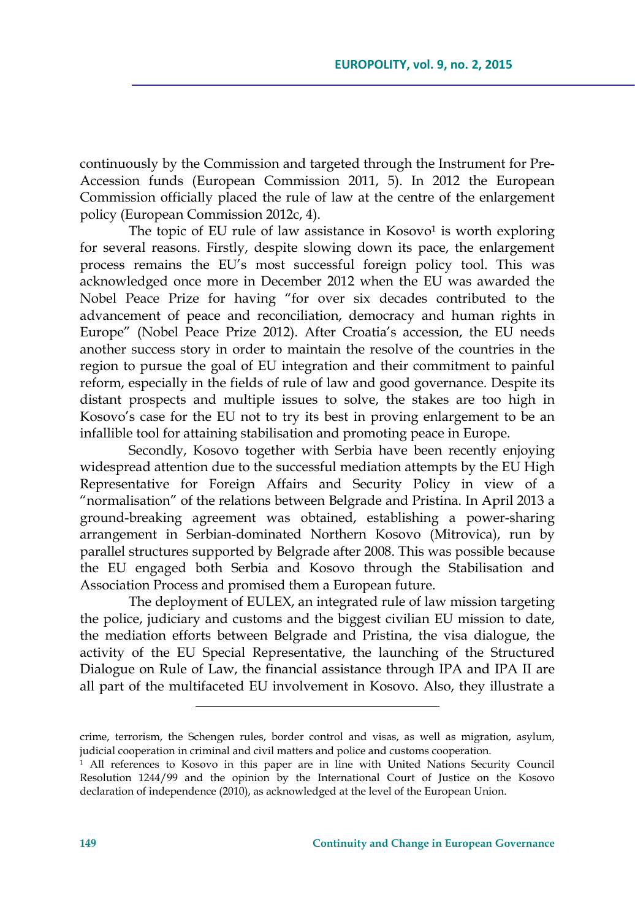continuously by the Commission and targeted through the Instrument for Pre-Accession funds (European Commission 2011, 5). In 2012 the European Commission officially placed the rule of law at the centre of the enlargement policy (European Commission 2012c, 4).

The topic of EU rule of law assistance in Kosovo[1] is worth exploring for several reasons. Firstly, despite slowing down its pace, the enlargement process remains the EU's most successful foreign policy tool. This was acknowledged once more in December 2012 when the EU was awarded the Nobel Peace Prize for having "for over six decades contributed to the advancement of peace and reconciliation, democracy and human rights in Europe" (Nobel Peace Prize 2012). After Croatia's accession, the EU needs another success story in order to maintain the resolve of the countries in the region to pursue the goal of EU integration and their commitment to painful reform, especially in the fields of rule of law and good governance. Despite its distant prospects and multiple issues to solve, the stakes are too high in Kosovo's case for the EU not to try its best in proving enlargement to be an infallible tool for attaining stabilisation and promoting peace in Europe.

Secondly, Kosovo together with Serbia have been recently enjoying widespread attention due to the successful mediation attempts by the EU High Representative for Foreign Affairs and Security Policy in view of a "normalisation" of the relations between Belgrade and Pristina. In April 2013 a ground-breaking agreement was obtained, establishing a power-sharing arrangement in Serbian-dominated Northern Kosovo (Mitrovica), run by parallel structures supported by Belgrade after 2008. This was possible because the EU engaged both Serbia and Kosovo through the Stabilisation and Association Process and promised them a European future.

The deployment of EULEX, an integrated rule of law mission targeting the police, judiciary and customs and the biggest civilian EU mission to date, the mediation efforts between Belgrade and Pristina, the visa dialogue, the activity of the EU Special Representative, the launching of the Structured Dialogue on Rule of Law, the financial assistance through IPA and IPA II are all part of the multifaceted EU involvement in Kosovo. Also, they illustrate a

---

crime, terrorism, the Schengen rules, border control and visas, as well as migration, asylum, judicial cooperation in criminal and civil matters and police and customs cooperation.

[1] All references to Kosovo in this paper are in line with United Nations Security Council Resolution 1244/99 and the opinion by the International Court of Justice on the Kosovo declaration of independence (2010), as acknowledged at the level of the European Union.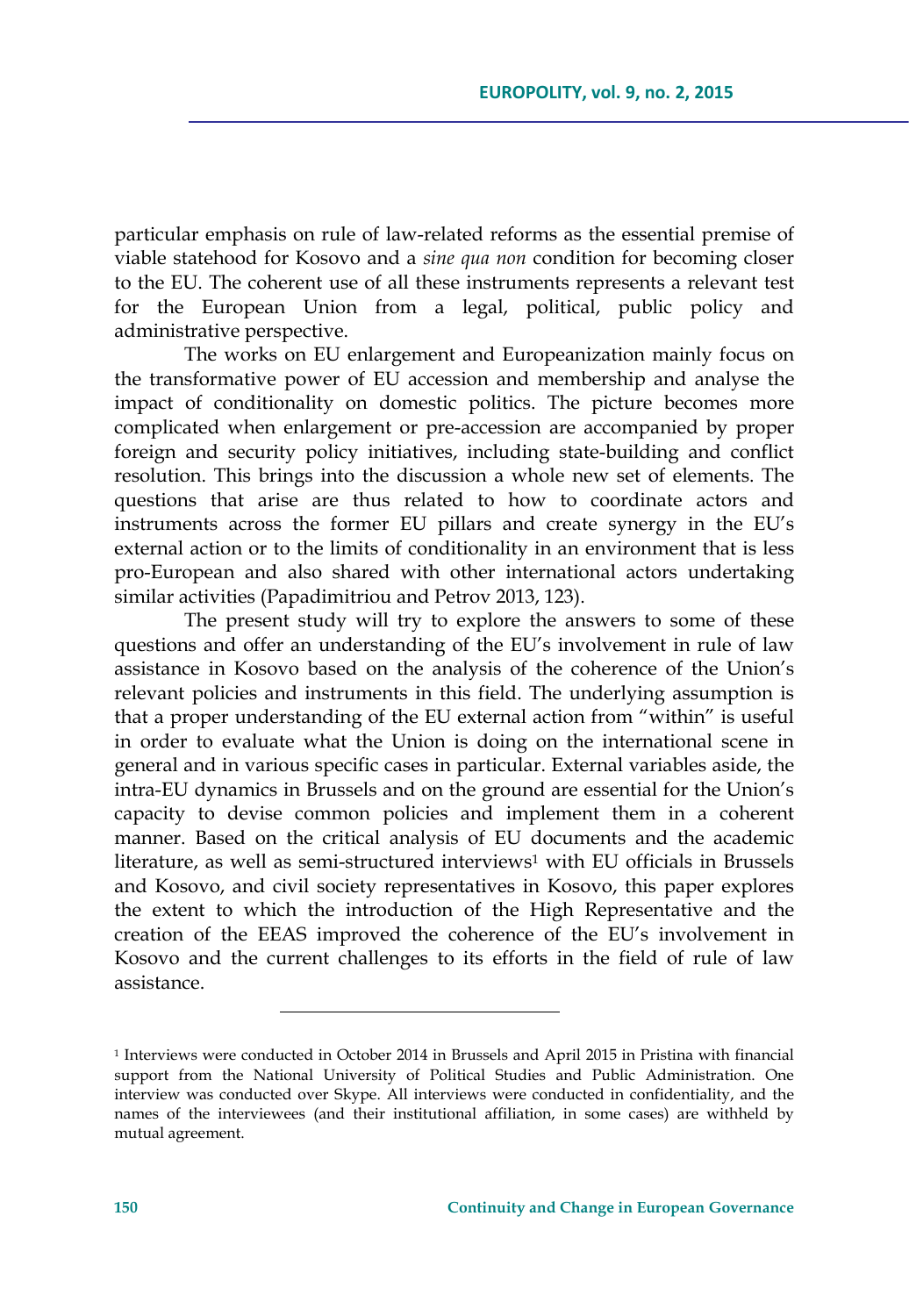particular emphasis on rule of law-related reforms as the essential premise of viable statehood for Kosovo and a *sine qua non* condition for becoming closer to the EU. The coherent use of all these instruments represents a relevant test for the European Union from a legal, political, public policy and administrative perspective.

The works on EU enlargement and Europeanization mainly focus on the transformative power of EU accession and membership and analyse the impact of conditionality on domestic politics. The picture becomes more complicated when enlargement or pre-accession are accompanied by proper foreign and security policy initiatives, including state-building and conflict resolution. This brings into the discussion a whole new set of elements. The questions that arise are thus related to how to coordinate actors and instruments across the former EU pillars and create synergy in the EU's external action or to the limits of conditionality in an environment that is less pro-European and also shared with other international actors undertaking similar activities (Papadimitriou and Petrov 2013, 123).

The present study will try to explore the answers to some of these questions and offer an understanding of the EU's involvement in rule of law assistance in Kosovo based on the analysis of the coherence of the Union's relevant policies and instruments in this field. The underlying assumption is that a proper understanding of the EU external action from "within" is useful in order to evaluate what the Union is doing on the international scene in general and in various specific cases in particular. External variables aside, the intra-EU dynamics in Brussels and on the ground are essential for the Union's capacity to devise common policies and implement them in a coherent manner. Based on the critical analysis of EU documents and the academic literature, as well as semi-structured interviews[1] with EU officials in Brussels and Kosovo, and civil society representatives in Kosovo, this paper explores the extent to which the introduction of the High Representative and the creation of the EEAS improved the coherence of the EU's involvement in Kosovo and the current challenges to its efforts in the field of rule of law assistance.

---

[1] Interviews were conducted in October 2014 in Brussels and April 2015 in Pristina with financial support from the National University of Political Studies and Public Administration. One interview was conducted over Skype. All interviews were conducted in confidentiality, and the names of the interviewees (and their institutional affiliation, in some cases) are withheld by mutual agreement.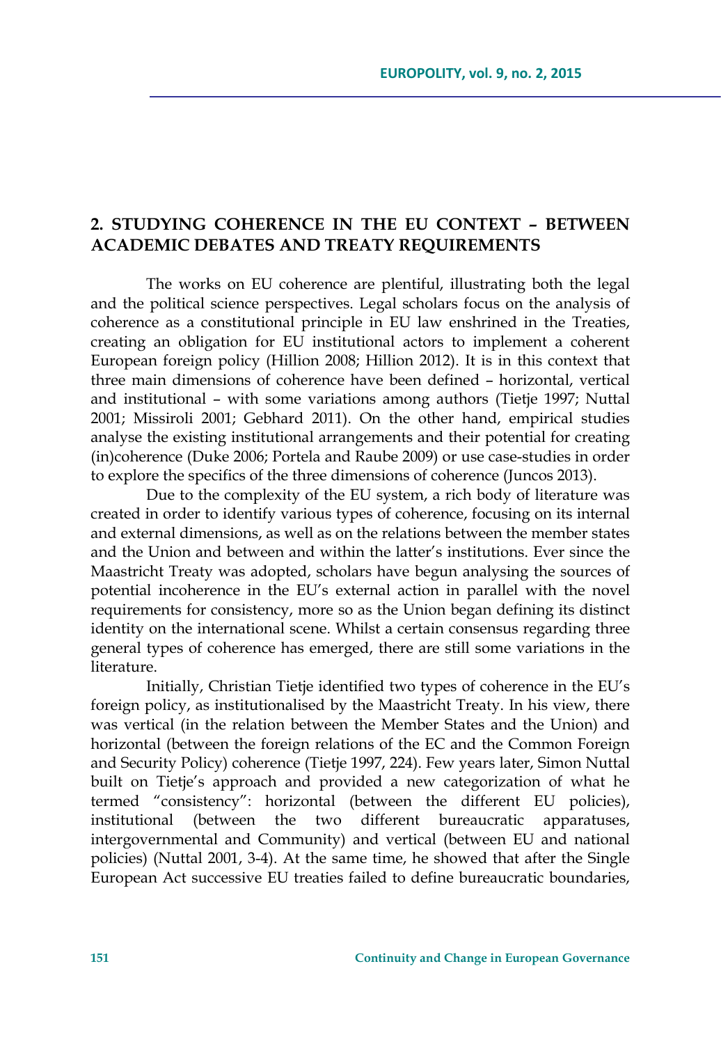## 2. STUDYING COHERENCE IN THE EU CONTEXT – BETWEEN ACADEMIC DEBATES AND TREATY REQUIREMENTS

The works on EU coherence are plentiful, illustrating both the legal and the political science perspectives. Legal scholars focus on the analysis of coherence as a constitutional principle in EU law enshrined in the Treaties, creating an obligation for EU institutional actors to implement a coherent European foreign policy (Hillion 2008; Hillion 2012). It is in this context that three main dimensions of coherence have been defined – horizontal, vertical and institutional – with some variations among authors (Tietje 1997; Nuttal 2001; Missiroli 2001; Gebhard 2011). On the other hand, empirical studies analyse the existing institutional arrangements and their potential for creating (in)coherence (Duke 2006; Portela and Raube 2009) or use case-studies in order to explore the specifics of the three dimensions of coherence (Juncos 2013).

Due to the complexity of the EU system, a rich body of literature was created in order to identify various types of coherence, focusing on its internal and external dimensions, as well as on the relations between the member states and the Union and between and within the latter's institutions. Ever since the Maastricht Treaty was adopted, scholars have begun analysing the sources of potential incoherence in the EU's external action in parallel with the novel requirements for consistency, more so as the Union began defining its distinct identity on the international scene. Whilst a certain consensus regarding three general types of coherence has emerged, there are still some variations in the literature.

Initially, Christian Tietje identified two types of coherence in the EU's foreign policy, as institutionalised by the Maastricht Treaty. In his view, there was vertical (in the relation between the Member States and the Union) and horizontal (between the foreign relations of the EC and the Common Foreign and Security Policy) coherence (Tietje 1997, 224). Few years later, Simon Nuttal built on Tietje's approach and provided a new categorization of what he termed "consistency": horizontal (between the different EU policies), institutional (between the two different bureaucratic apparatuses, intergovernmental and Community) and vertical (between EU and national policies) (Nuttal 2001, 3-4). At the same time, he showed that after the Single European Act successive EU treaties failed to define bureaucratic boundaries,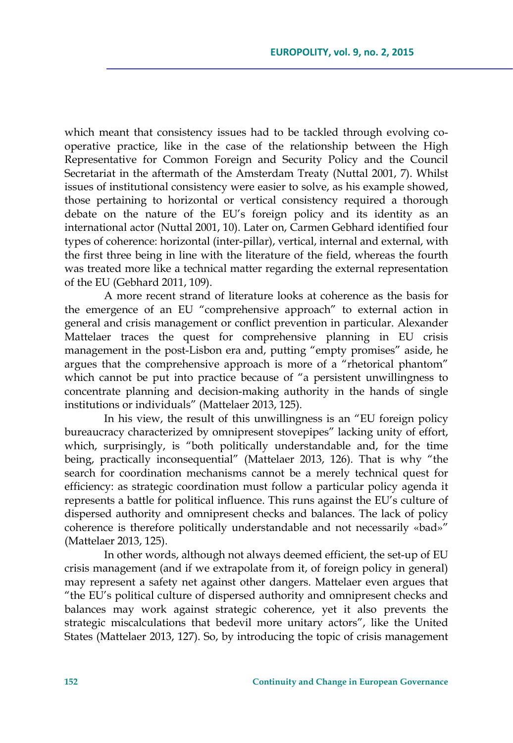which meant that consistency issues had to be tackled through evolving co-operative practice, like in the case of the relationship between the High Representative for Common Foreign and Security Policy and the Council Secretariat in the aftermath of the Amsterdam Treaty (Nuttal 2001, 7). Whilst issues of institutional consistency were easier to solve, as his example showed, those pertaining to horizontal or vertical consistency required a thorough debate on the nature of the EU's foreign policy and its identity as an international actor (Nuttal 2001, 10). Later on, Carmen Gebhard identified four types of coherence: horizontal (inter-pillar), vertical, internal and external, with the first three being in line with the literature of the field, whereas the fourth was treated more like a technical matter regarding the external representation of the EU (Gebhard 2011, 109).

A more recent strand of literature looks at coherence as the basis for the emergence of an EU "comprehensive approach" to external action in general and crisis management or conflict prevention in particular. Alexander Mattelaer traces the quest for comprehensive planning in EU crisis management in the post-Lisbon era and, putting "empty promises" aside, he argues that the comprehensive approach is more of a "rhetorical phantom" which cannot be put into practice because of "a persistent unwillingness to concentrate planning and decision-making authority in the hands of single institutions or individuals" (Mattelaer 2013, 125).

In his view, the result of this unwillingness is an "EU foreign policy bureaucracy characterized by omnipresent stovepipes" lacking unity of effort, which, surprisingly, is "both politically understandable and, for the time being, practically inconsequential" (Mattelaer 2013, 126). That is why "the search for coordination mechanisms cannot be a merely technical quest for efficiency: as strategic coordination must follow a particular policy agenda it represents a battle for political influence. This runs against the EU's culture of dispersed authority and omnipresent checks and balances. The lack of policy coherence is therefore politically understandable and not necessarily «bad»" (Mattelaer 2013, 125).

In other words, although not always deemed efficient, the set-up of EU crisis management (and if we extrapolate from it, of foreign policy in general) may represent a safety net against other dangers. Mattelaer even argues that "the EU's political culture of dispersed authority and omnipresent checks and balances may work against strategic coherence, yet it also prevents the strategic miscalculations that bedevil more unitary actors", like the United States (Mattelaer 2013, 127). So, by introducing the topic of crisis management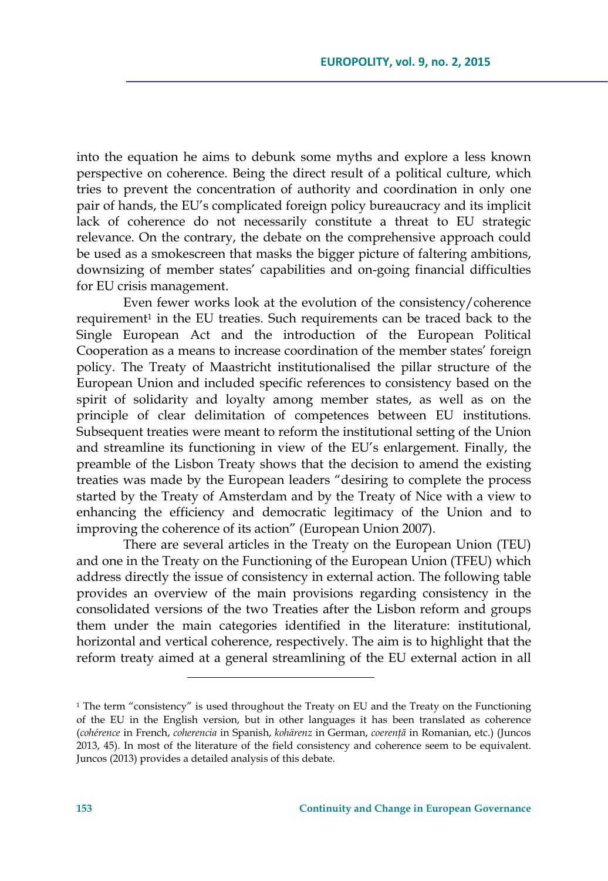into the equation he aims to debunk some myths and explore a less known perspective on coherence. Being the direct result of a political culture, which tries to prevent the concentration of authority and coordination in only one pair of hands, the EU's complicated foreign policy bureaucracy and its implicit lack of coherence do not necessarily constitute a threat to EU strategic relevance. On the contrary, the debate on the comprehensive approach could be used as a smokescreen that masks the bigger picture of faltering ambitions, downsizing of member states' capabilities and on-going financial difficulties for EU crisis management.

Even fewer works look at the evolution of the consistency/coherence requirement[1] in the EU treaties. Such requirements can be traced back to the Single European Act and the introduction of the European Political Cooperation as a means to increase coordination of the member states' foreign policy. The Treaty of Maastricht institutionalised the pillar structure of the European Union and included specific references to consistency based on the spirit of solidarity and loyalty among member states, as well as on the principle of clear delimitation of competences between EU institutions. Subsequent treaties were meant to reform the institutional setting of the Union and streamline its functioning in view of the EU's enlargement. Finally, the preamble of the Lisbon Treaty shows that the decision to amend the existing treaties was made by the European leaders "desiring to complete the process started by the Treaty of Amsterdam and by the Treaty of Nice with a view to enhancing the efficiency and democratic legitimacy of the Union and to improving the coherence of its action" (European Union 2007).

There are several articles in the Treaty on the European Union (TEU) and one in the Treaty on the Functioning of the European Union (TFEU) which address directly the issue of consistency in external action. The following table provides an overview of the main provisions regarding consistency in the consolidated versions of the two Treaties after the Lisbon reform and groups them under the main categories identified in the literature: institutional, horizontal and vertical coherence, respectively. The aim is to highlight that the reform treaty aimed at a general streamlining of the EU external action in all

[1] The term "consistency" is used throughout the Treaty on EU and the Treaty on the Functioning of the EU in the English version, but in other languages it has been translated as coherence (*cohérence* in French, *coherencia* in Spanish, *kohärenz* in German, *coerență* in Romanian, etc.) (Juncos 2013, 45). In most of the literature of the field consistency and coherence seem to be equivalent. Juncos (2013) provides a detailed analysis of this debate.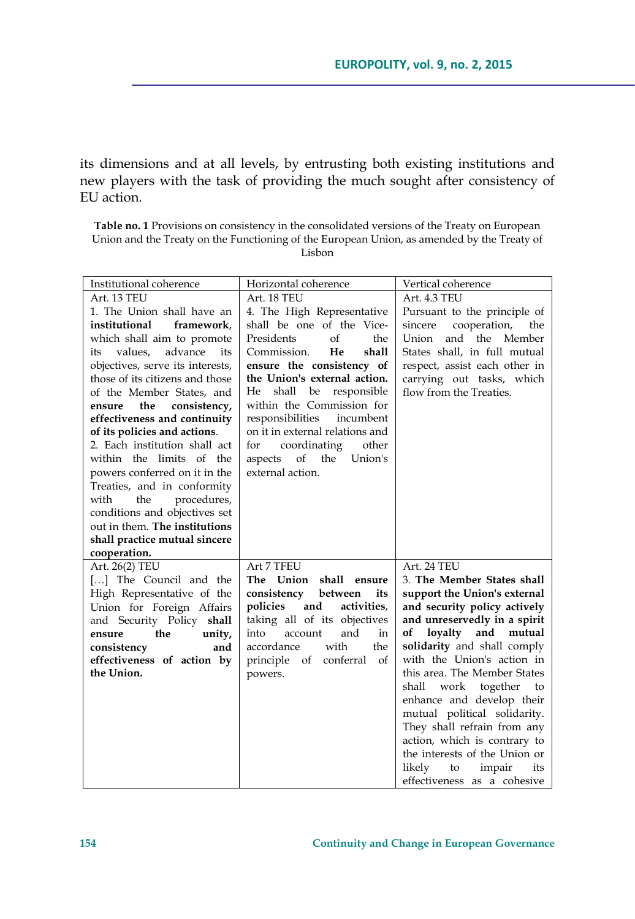its dimensions and at all levels, by entrusting both existing institutions and new players with the task of providing the much sought after consistency of EU action.

**Table no. 1** Provisions on consistency in the consolidated versions of the Treaty on European Union and the Treaty on the Functioning of the European Union, as amended by the Treaty of Lisbon

| Institutional coherence | Horizontal coherence | Vertical coherence |
|---|---|---|
| Art. 13 TEU<br>1. The Union shall have an **institutional framework**, which shall aim to promote its values, advance its objectives, serve its interests, those of its citizens and those of the Member States, and **ensure the consistency, effectiveness and continuity of its policies and actions**.<br>2. Each institution shall act within the limits of the powers conferred on it in the Treaties, and in conformity with the procedures, conditions and objectives set out in them. **The institutions shall practice mutual sincere cooperation.** | Art. 18 TEU<br>4. The High Representative shall be one of the Vice-Presidents of the Commission. **He shall ensure the consistency of the Union's external action.** He shall be responsible within the Commission for responsibilities incumbent on it in external relations and for coordinating other aspects of the Union's external action. | Art. 4.3 TEU<br>Pursuant to the principle of sincere cooperation, the Union and the Member States shall, in full mutual respect, assist each other in carrying out tasks, which flow from the Treaties. |
| Art. 26(2) TEU<br>[…] The Council and the High Representative of the Union for Foreign Affairs and Security Policy **shall ensure the unity, consistency and effectiveness of action by the Union.** | Art 7 TFEU<br>**The Union shall ensure consistency between its policies and activities**, taking all of its objectives into account and in accordance with the principle of conferral of powers. | Art. 24 TEU<br>3. **The Member States shall support the Union's external and security policy actively and unreservedly in a spirit of loyalty and mutual solidarity** and shall comply with the Union's action in this area. The Member States shall work together to enhance and develop their mutual political solidarity. They shall refrain from any action, which is contrary to the interests of the Union or likely to impair its effectiveness as a cohesive |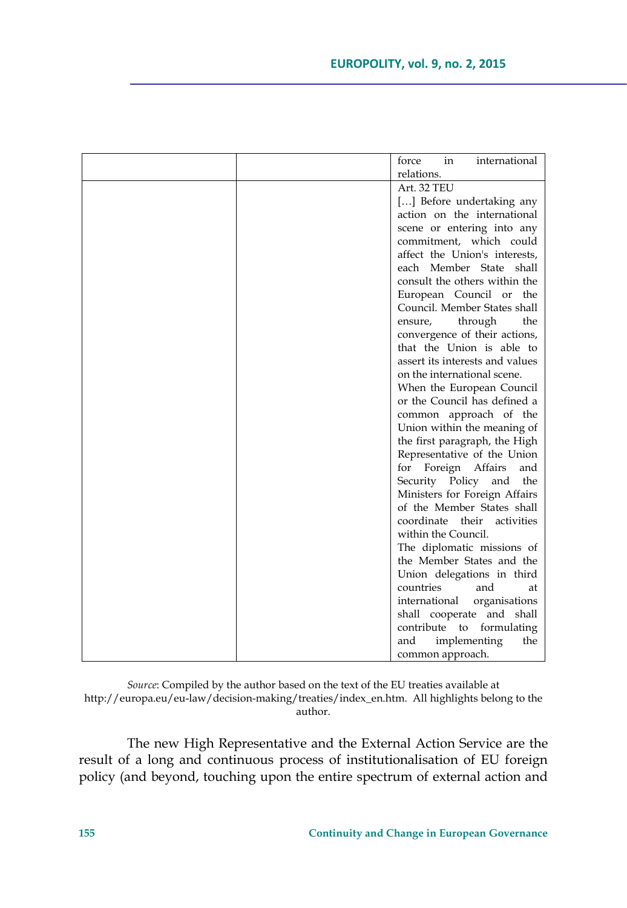|  |  | force in international relations. |
| --- | --- | --- |
|  |  | Art. 32 TEU<br>[…] Before undertaking any action on the international scene or entering into any commitment, which could affect the Union's interests, each Member State shall consult the others within the European Council or the Council. Member States shall ensure, through the convergence of their actions, that the Union is able to assert its interests and values on the international scene.<br>When the European Council or the Council has defined a common approach of the Union within the meaning of the first paragraph, the High Representative of the Union for Foreign Affairs and Security Policy and the Ministers for Foreign Affairs of the Member States shall coordinate their activities within the Council.<br>The diplomatic missions of the Member States and the Union delegations in third countries and at international organisations shall cooperate and shall contribute to formulating and implementing the common approach. |

*Source*: Compiled by the author based on the text of the EU treaties available at http://europa.eu/eu-law/decision-making/treaties/index_en.htm. All highlights belong to the author.

The new High Representative and the External Action Service are the result of a long and continuous process of institutionalisation of EU foreign policy (and beyond, touching upon the entire spectrum of external action and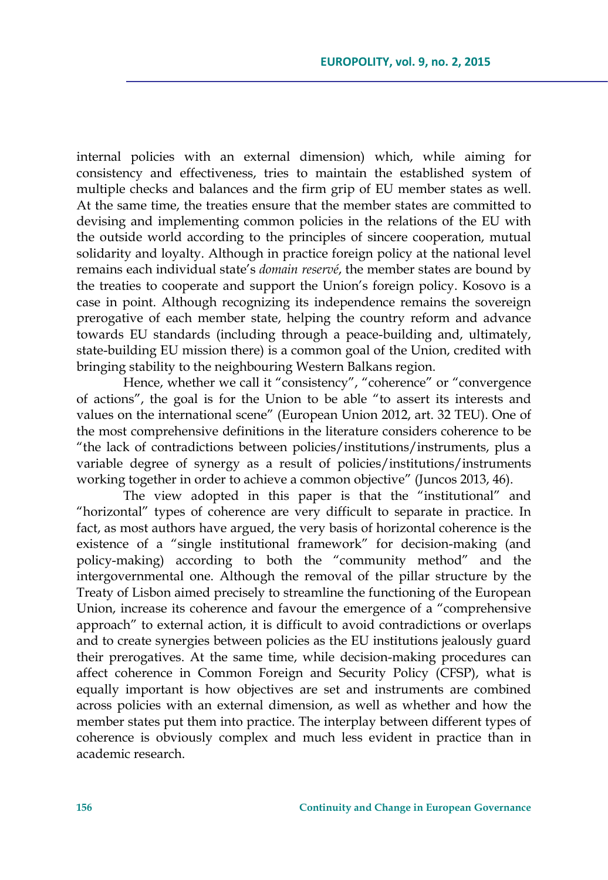internal policies with an external dimension) which, while aiming for consistency and effectiveness, tries to maintain the established system of multiple checks and balances and the firm grip of EU member states as well. At the same time, the treaties ensure that the member states are committed to devising and implementing common policies in the relations of the EU with the outside world according to the principles of sincere cooperation, mutual solidarity and loyalty. Although in practice foreign policy at the national level remains each individual state's *domain reservé*, the member states are bound by the treaties to cooperate and support the Union's foreign policy. Kosovo is a case in point. Although recognizing its independence remains the sovereign prerogative of each member state, helping the country reform and advance towards EU standards (including through a peace-building and, ultimately, state-building EU mission there) is a common goal of the Union, credited with bringing stability to the neighbouring Western Balkans region.

Hence, whether we call it "consistency", "coherence" or "convergence of actions", the goal is for the Union to be able "to assert its interests and values on the international scene" (European Union 2012, art. 32 TEU). One of the most comprehensive definitions in the literature considers coherence to be "the lack of contradictions between policies/institutions/instruments, plus a variable degree of synergy as a result of policies/institutions/instruments working together in order to achieve a common objective" (Juncos 2013, 46).

The view adopted in this paper is that the "institutional" and "horizontal" types of coherence are very difficult to separate in practice. In fact, as most authors have argued, the very basis of horizontal coherence is the existence of a "single institutional framework" for decision-making (and policy-making) according to both the "community method" and the intergovernmental one. Although the removal of the pillar structure by the Treaty of Lisbon aimed precisely to streamline the functioning of the European Union, increase its coherence and favour the emergence of a "comprehensive approach" to external action, it is difficult to avoid contradictions or overlaps and to create synergies between policies as the EU institutions jealously guard their prerogatives. At the same time, while decision-making procedures can affect coherence in Common Foreign and Security Policy (CFSP), what is equally important is how objectives are set and instruments are combined across policies with an external dimension, as well as whether and how the member states put them into practice. The interplay between different types of coherence is obviously complex and much less evident in practice than in academic research.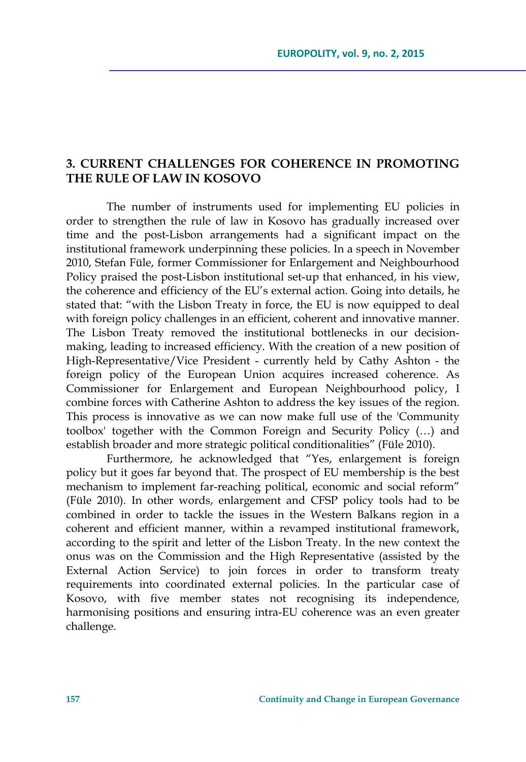## 3. CURRENT CHALLENGES FOR COHERENCE IN PROMOTING THE RULE OF LAW IN KOSOVO

The number of instruments used for implementing EU policies in order to strengthen the rule of law in Kosovo has gradually increased over time and the post-Lisbon arrangements had a significant impact on the institutional framework underpinning these policies. In a speech in November 2010, Stefan Füle, former Commissioner for Enlargement and Neighbourhood Policy praised the post-Lisbon institutional set-up that enhanced, in his view, the coherence and efficiency of the EU's external action. Going into details, he stated that: "with the Lisbon Treaty in force, the EU is now equipped to deal with foreign policy challenges in an efficient, coherent and innovative manner. The Lisbon Treaty removed the institutional bottlenecks in our decision-making, leading to increased efficiency. With the creation of a new position of High-Representative/Vice President - currently held by Cathy Ashton - the foreign policy of the European Union acquires increased coherence. As Commissioner for Enlargement and European Neighbourhood policy, I combine forces with Catherine Ashton to address the key issues of the region. This process is innovative as we can now make full use of the 'Community toolbox' together with the Common Foreign and Security Policy (…) and establish broader and more strategic political conditionalities" (Füle 2010).

Furthermore, he acknowledged that "Yes, enlargement is foreign policy but it goes far beyond that. The prospect of EU membership is the best mechanism to implement far-reaching political, economic and social reform" (Füle 2010). In other words, enlargement and CFSP policy tools had to be combined in order to tackle the issues in the Western Balkans region in a coherent and efficient manner, within a revamped institutional framework, according to the spirit and letter of the Lisbon Treaty. In the new context the onus was on the Commission and the High Representative (assisted by the External Action Service) to join forces in order to transform treaty requirements into coordinated external policies. In the particular case of Kosovo, with five member states not recognising its independence, harmonising positions and ensuring intra-EU coherence was an even greater challenge.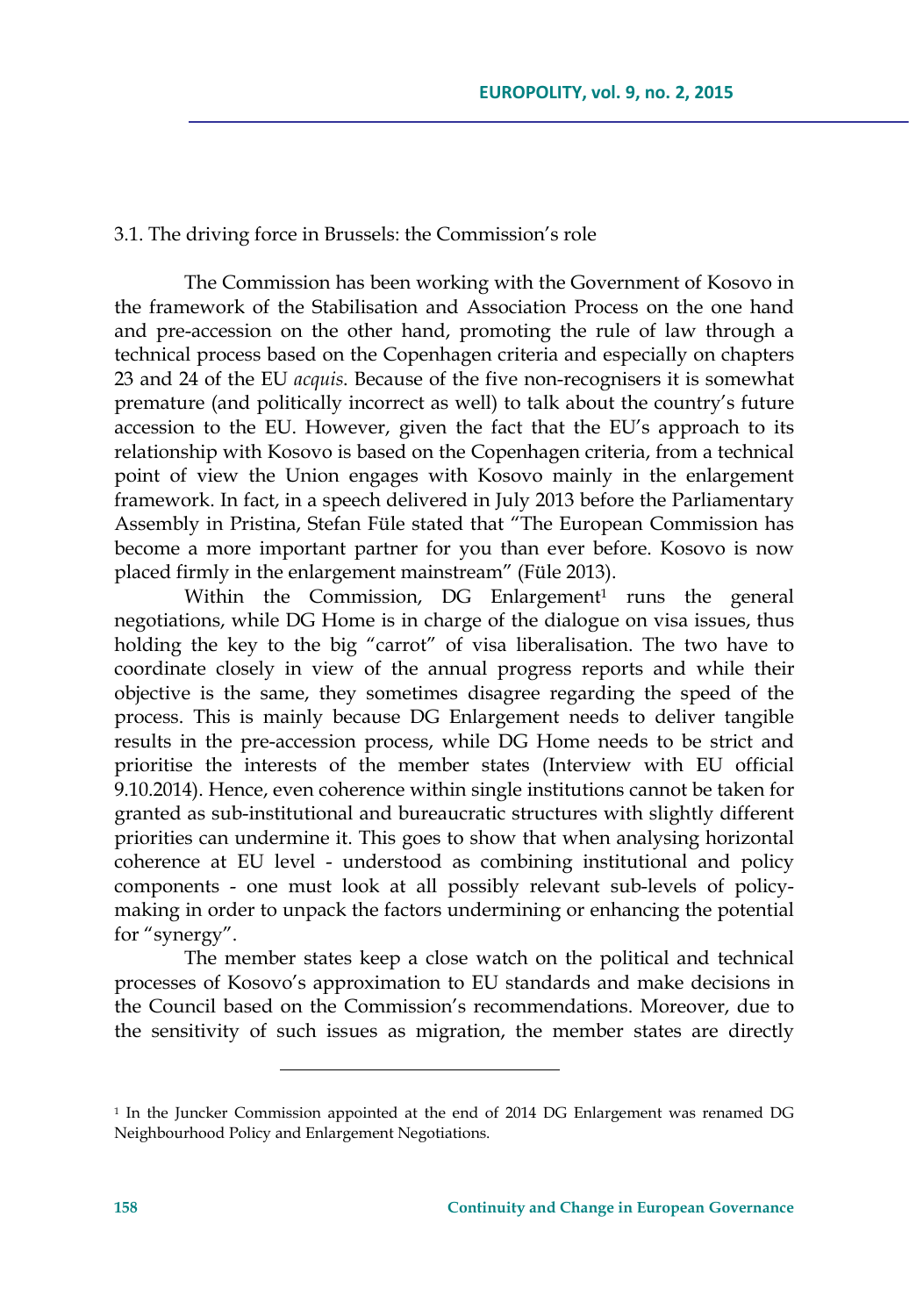### 3.1. The driving force in Brussels: the Commission's role

The Commission has been working with the Government of Kosovo in the framework of the Stabilisation and Association Process on the one hand and pre-accession on the other hand, promoting the rule of law through a technical process based on the Copenhagen criteria and especially on chapters 23 and 24 of the EU *acquis*. Because of the five non-recognisers it is somewhat premature (and politically incorrect as well) to talk about the country's future accession to the EU. However, given the fact that the EU's approach to its relationship with Kosovo is based on the Copenhagen criteria, from a technical point of view the Union engages with Kosovo mainly in the enlargement framework. In fact, in a speech delivered in July 2013 before the Parliamentary Assembly in Pristina, Stefan Füle stated that "The European Commission has become a more important partner for you than ever before. Kosovo is now placed firmly in the enlargement mainstream" (Füle 2013).

Within the Commission, DG Enlargement[1] runs the general negotiations, while DG Home is in charge of the dialogue on visa issues, thus holding the key to the big "carrot" of visa liberalisation. The two have to coordinate closely in view of the annual progress reports and while their objective is the same, they sometimes disagree regarding the speed of the process. This is mainly because DG Enlargement needs to deliver tangible results in the pre-accession process, while DG Home needs to be strict and prioritise the interests of the member states (Interview with EU official 9.10.2014). Hence, even coherence within single institutions cannot be taken for granted as sub-institutional and bureaucratic structures with slightly different priorities can undermine it. This goes to show that when analysing horizontal coherence at EU level - understood as combining institutional and policy components - one must look at all possibly relevant sub-levels of policy-making in order to unpack the factors undermining or enhancing the potential for "synergy".

The member states keep a close watch on the political and technical processes of Kosovo's approximation to EU standards and make decisions in the Council based on the Commission's recommendations. Moreover, due to the sensitivity of such issues as migration, the member states are directly

---

[1] In the Juncker Commission appointed at the end of 2014 DG Enlargement was renamed DG Neighbourhood Policy and Enlargement Negotiations.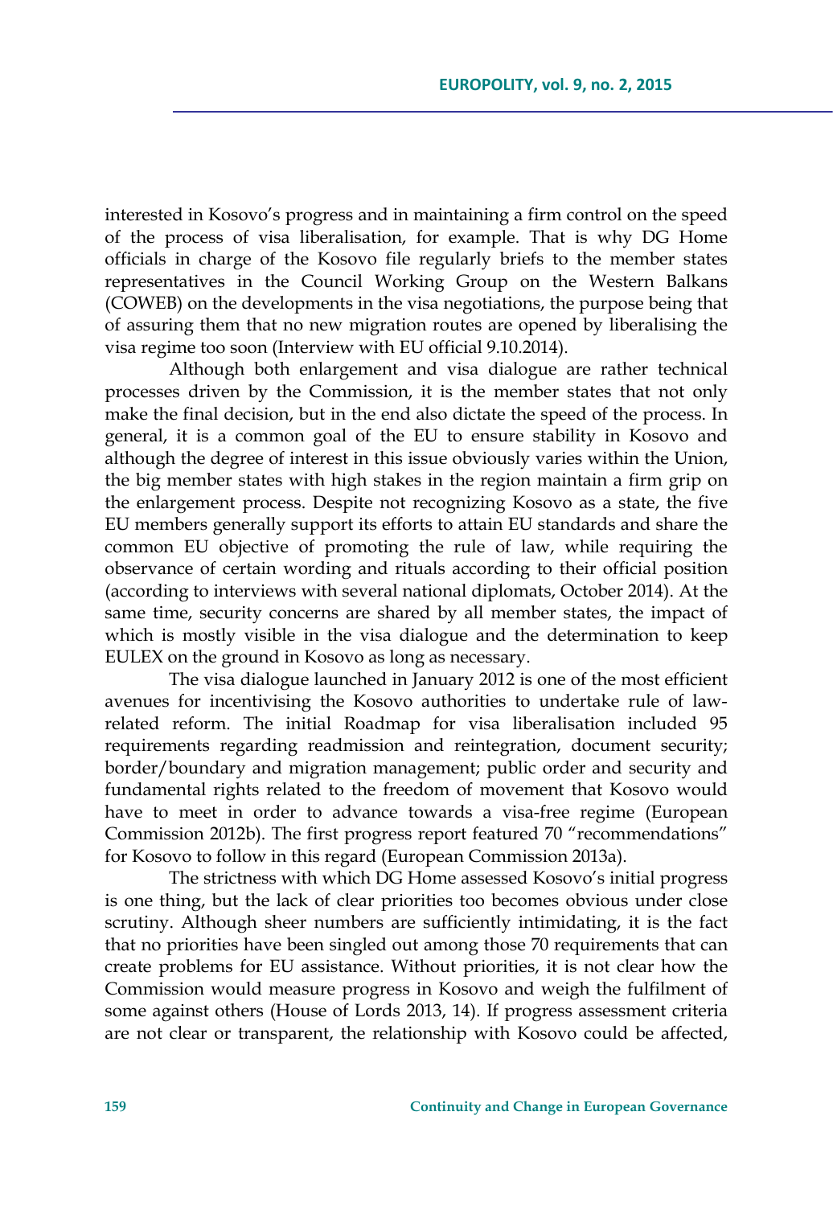interested in Kosovo's progress and in maintaining a firm control on the speed of the process of visa liberalisation, for example. That is why DG Home officials in charge of the Kosovo file regularly briefs to the member states representatives in the Council Working Group on the Western Balkans (COWEB) on the developments in the visa negotiations, the purpose being that of assuring them that no new migration routes are opened by liberalising the visa regime too soon (Interview with EU official 9.10.2014).

Although both enlargement and visa dialogue are rather technical processes driven by the Commission, it is the member states that not only make the final decision, but in the end also dictate the speed of the process. In general, it is a common goal of the EU to ensure stability in Kosovo and although the degree of interest in this issue obviously varies within the Union, the big member states with high stakes in the region maintain a firm grip on the enlargement process. Despite not recognizing Kosovo as a state, the five EU members generally support its efforts to attain EU standards and share the common EU objective of promoting the rule of law, while requiring the observance of certain wording and rituals according to their official position (according to interviews with several national diplomats, October 2014). At the same time, security concerns are shared by all member states, the impact of which is mostly visible in the visa dialogue and the determination to keep EULEX on the ground in Kosovo as long as necessary.

The visa dialogue launched in January 2012 is one of the most efficient avenues for incentivising the Kosovo authorities to undertake rule of law-related reform. The initial Roadmap for visa liberalisation included 95 requirements regarding readmission and reintegration, document security; border/boundary and migration management; public order and security and fundamental rights related to the freedom of movement that Kosovo would have to meet in order to advance towards a visa-free regime (European Commission 2012b). The first progress report featured 70 "recommendations" for Kosovo to follow in this regard (European Commission 2013a).

The strictness with which DG Home assessed Kosovo's initial progress is one thing, but the lack of clear priorities too becomes obvious under close scrutiny. Although sheer numbers are sufficiently intimidating, it is the fact that no priorities have been singled out among those 70 requirements that can create problems for EU assistance. Without priorities, it is not clear how the Commission would measure progress in Kosovo and weigh the fulfilment of some against others (House of Lords 2013, 14). If progress assessment criteria are not clear or transparent, the relationship with Kosovo could be affected,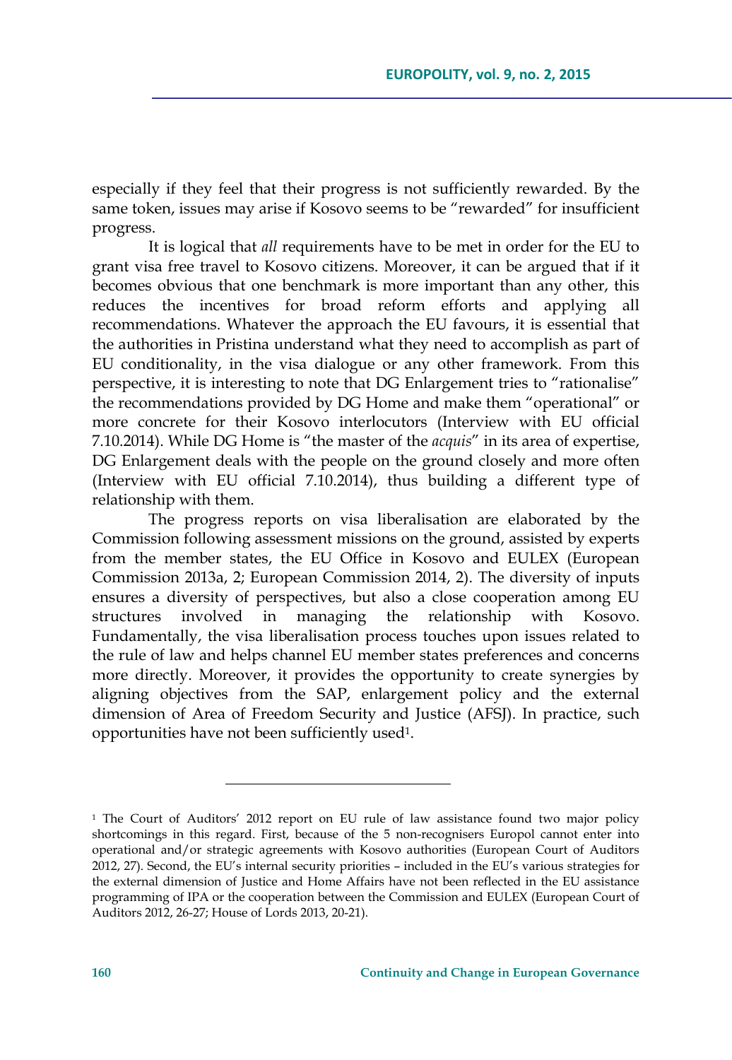especially if they feel that their progress is not sufficiently rewarded. By the same token, issues may arise if Kosovo seems to be "rewarded" for insufficient progress.

It is logical that *all* requirements have to be met in order for the EU to grant visa free travel to Kosovo citizens. Moreover, it can be argued that if it becomes obvious that one benchmark is more important than any other, this reduces the incentives for broad reform efforts and applying all recommendations. Whatever the approach the EU favours, it is essential that the authorities in Pristina understand what they need to accomplish as part of EU conditionality, in the visa dialogue or any other framework. From this perspective, it is interesting to note that DG Enlargement tries to "rationalise" the recommendations provided by DG Home and make them "operational" or more concrete for their Kosovo interlocutors (Interview with EU official 7.10.2014). While DG Home is "the master of the *acquis*" in its area of expertise, DG Enlargement deals with the people on the ground closely and more often (Interview with EU official 7.10.2014), thus building a different type of relationship with them.

The progress reports on visa liberalisation are elaborated by the Commission following assessment missions on the ground, assisted by experts from the member states, the EU Office in Kosovo and EULEX (European Commission 2013a, 2; European Commission 2014, 2). The diversity of inputs ensures a diversity of perspectives, but also a close cooperation among EU structures involved in managing the relationship with Kosovo. Fundamentally, the visa liberalisation process touches upon issues related to the rule of law and helps channel EU member states preferences and concerns more directly. Moreover, it provides the opportunity to create synergies by aligning objectives from the SAP, enlargement policy and the external dimension of Area of Freedom Security and Justice (AFSJ). In practice, such opportunities have not been sufficiently used[1].

---

[1] The Court of Auditors' 2012 report on EU rule of law assistance found two major policy shortcomings in this regard. First, because of the 5 non-recognisers Europol cannot enter into operational and/or strategic agreements with Kosovo authorities (European Court of Auditors 2012, 27). Second, the EU's internal security priorities – included in the EU's various strategies for the external dimension of Justice and Home Affairs have not been reflected in the EU assistance programming of IPA or the cooperation between the Commission and EULEX (European Court of Auditors 2012, 26-27; House of Lords 2013, 20-21).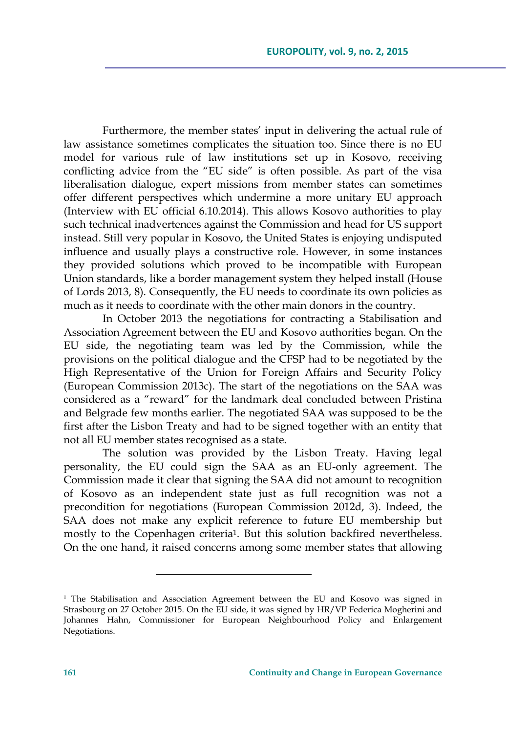Furthermore, the member states' input in delivering the actual rule of law assistance sometimes complicates the situation too. Since there is no EU model for various rule of law institutions set up in Kosovo, receiving conflicting advice from the "EU side" is often possible. As part of the visa liberalisation dialogue, expert missions from member states can sometimes offer different perspectives which undermine a more unitary EU approach (Interview with EU official 6.10.2014). This allows Kosovo authorities to play such technical inadvertences against the Commission and head for US support instead. Still very popular in Kosovo, the United States is enjoying undisputed influence and usually plays a constructive role. However, in some instances they provided solutions which proved to be incompatible with European Union standards, like a border management system they helped install (House of Lords 2013, 8). Consequently, the EU needs to coordinate its own policies as much as it needs to coordinate with the other main donors in the country.

In October 2013 the negotiations for contracting a Stabilisation and Association Agreement between the EU and Kosovo authorities began. On the EU side, the negotiating team was led by the Commission, while the provisions on the political dialogue and the CFSP had to be negotiated by the High Representative of the Union for Foreign Affairs and Security Policy (European Commission 2013c). The start of the negotiations on the SAA was considered as a "reward" for the landmark deal concluded between Pristina and Belgrade few months earlier. The negotiated SAA was supposed to be the first after the Lisbon Treaty and had to be signed together with an entity that not all EU member states recognised as a state.

The solution was provided by the Lisbon Treaty. Having legal personality, the EU could sign the SAA as an EU-only agreement. The Commission made it clear that signing the SAA did not amount to recognition of Kosovo as an independent state just as full recognition was not a precondition for negotiations (European Commission 2012d, 3). Indeed, the SAA does not make any explicit reference to future EU membership but mostly to the Copenhagen criteria[1]. But this solution backfired nevertheless. On the one hand, it raised concerns among some member states that allowing

[1] The Stabilisation and Association Agreement between the EU and Kosovo was signed in Strasbourg on 27 October 2015. On the EU side, it was signed by HR/VP Federica Mogherini and Johannes Hahn, Commissioner for European Neighbourhood Policy and Enlargement Negotiations.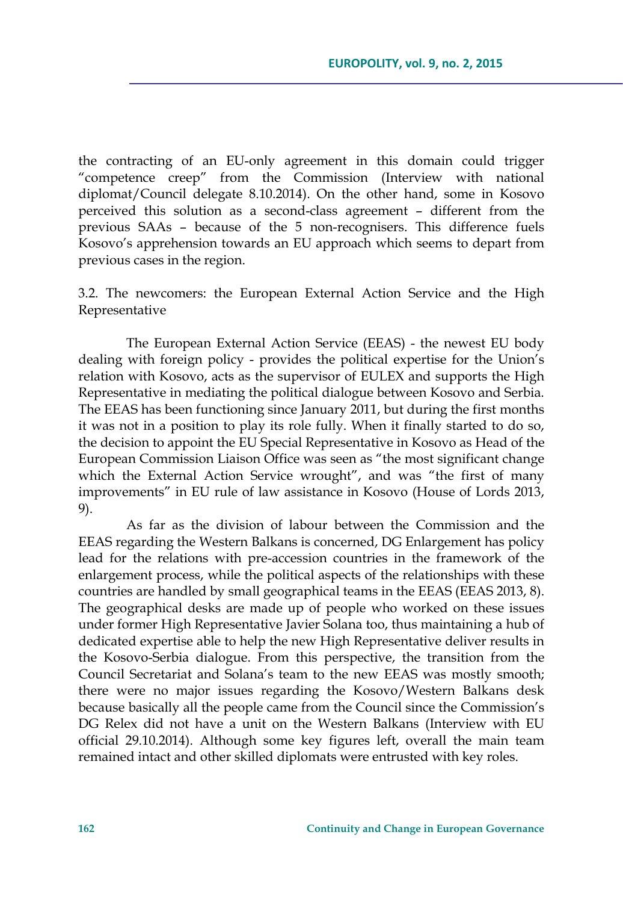the contracting of an EU-only agreement in this domain could trigger "competence creep" from the Commission (Interview with national diplomat/Council delegate 8.10.2014). On the other hand, some in Kosovo perceived this solution as a second-class agreement – different from the previous SAAs – because of the 5 non-recognisers. This difference fuels Kosovo's apprehension towards an EU approach which seems to depart from previous cases in the region.

### 3.2. The newcomers: the European External Action Service and the High Representative

The European External Action Service (EEAS) - the newest EU body dealing with foreign policy - provides the political expertise for the Union's relation with Kosovo, acts as the supervisor of EULEX and supports the High Representative in mediating the political dialogue between Kosovo and Serbia. The EEAS has been functioning since January 2011, but during the first months it was not in a position to play its role fully. When it finally started to do so, the decision to appoint the EU Special Representative in Kosovo as Head of the European Commission Liaison Office was seen as "the most significant change which the External Action Service wrought", and was "the first of many improvements" in EU rule of law assistance in Kosovo (House of Lords 2013, 9).

As far as the division of labour between the Commission and the EEAS regarding the Western Balkans is concerned, DG Enlargement has policy lead for the relations with pre-accession countries in the framework of the enlargement process, while the political aspects of the relationships with these countries are handled by small geographical teams in the EEAS (EEAS 2013, 8). The geographical desks are made up of people who worked on these issues under former High Representative Javier Solana too, thus maintaining a hub of dedicated expertise able to help the new High Representative deliver results in the Kosovo-Serbia dialogue. From this perspective, the transition from the Council Secretariat and Solana's team to the new EEAS was mostly smooth; there were no major issues regarding the Kosovo/Western Balkans desk because basically all the people came from the Council since the Commission's DG Relex did not have a unit on the Western Balkans (Interview with EU official 29.10.2014). Although some key figures left, overall the main team remained intact and other skilled diplomats were entrusted with key roles.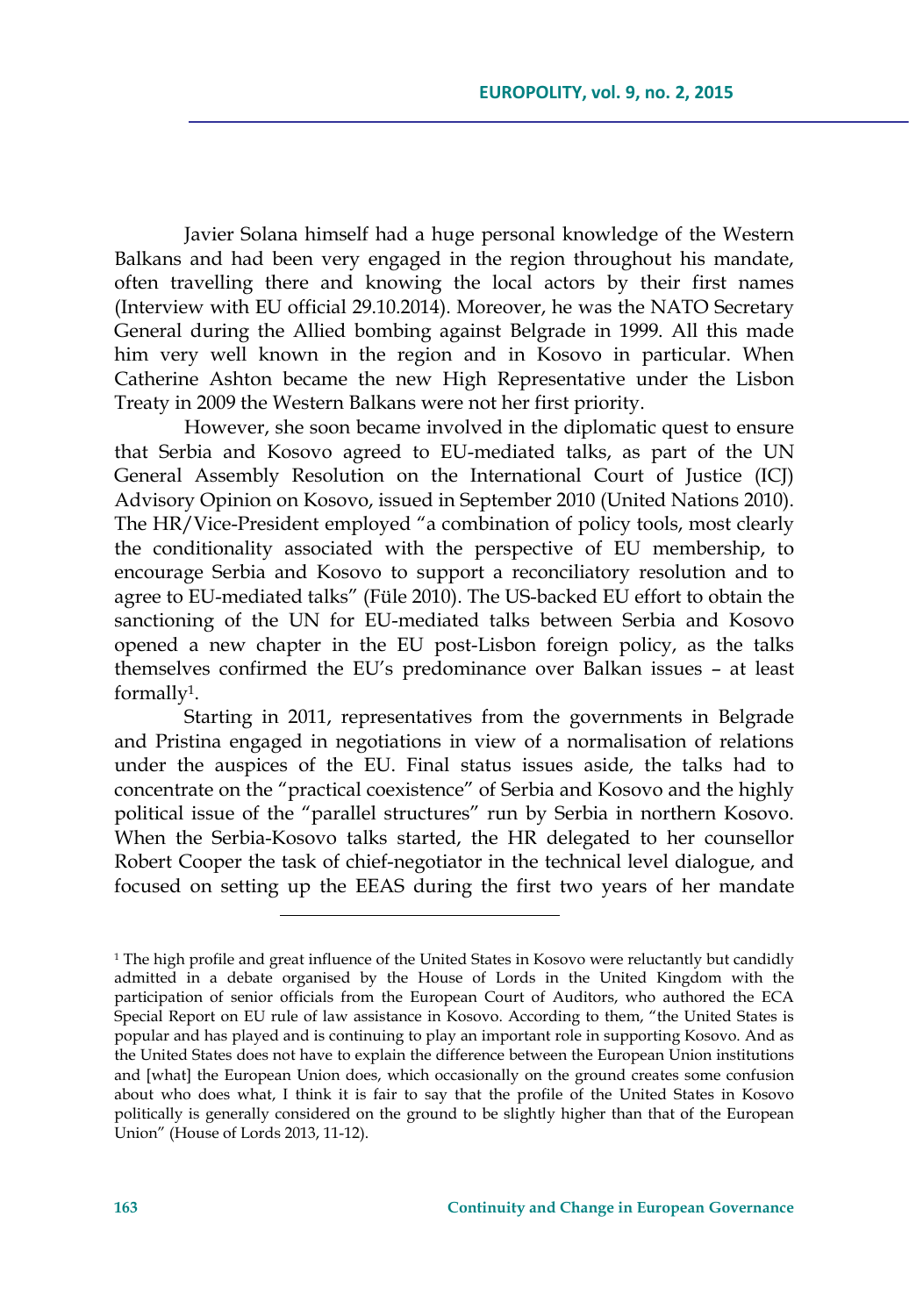Javier Solana himself had a huge personal knowledge of the Western Balkans and had been very engaged in the region throughout his mandate, often travelling there and knowing the local actors by their first names (Interview with EU official 29.10.2014). Moreover, he was the NATO Secretary General during the Allied bombing against Belgrade in 1999. All this made him very well known in the region and in Kosovo in particular. When Catherine Ashton became the new High Representative under the Lisbon Treaty in 2009 the Western Balkans were not her first priority.

However, she soon became involved in the diplomatic quest to ensure that Serbia and Kosovo agreed to EU-mediated talks, as part of the UN General Assembly Resolution on the International Court of Justice (ICJ) Advisory Opinion on Kosovo, issued in September 2010 (United Nations 2010). The HR/Vice-President employed "a combination of policy tools, most clearly the conditionality associated with the perspective of EU membership, to encourage Serbia and Kosovo to support a reconciliatory resolution and to agree to EU-mediated talks" (Füle 2010). The US-backed EU effort to obtain the sanctioning of the UN for EU-mediated talks between Serbia and Kosovo opened a new chapter in the EU post-Lisbon foreign policy, as the talks themselves confirmed the EU's predominance over Balkan issues – at least formally[1].

Starting in 2011, representatives from the governments in Belgrade and Pristina engaged in negotiations in view of a normalisation of relations under the auspices of the EU. Final status issues aside, the talks had to concentrate on the "practical coexistence" of Serbia and Kosovo and the highly political issue of the "parallel structures" run by Serbia in northern Kosovo. When the Serbia-Kosovo talks started, the HR delegated to her counsellor Robert Cooper the task of chief-negotiator in the technical level dialogue, and focused on setting up the EEAS during the first two years of her mandate

---

[1] The high profile and great influence of the United States in Kosovo were reluctantly but candidly admitted in a debate organised by the House of Lords in the United Kingdom with the participation of senior officials from the European Court of Auditors, who authored the ECA Special Report on EU rule of law assistance in Kosovo. According to them, "the United States is popular and has played and is continuing to play an important role in supporting Kosovo. And as the United States does not have to explain the difference between the European Union institutions and [what] the European Union does, which occasionally on the ground creates some confusion about who does what, I think it is fair to say that the profile of the United States in Kosovo politically is generally considered on the ground to be slightly higher than that of the European Union" (House of Lords 2013, 11-12).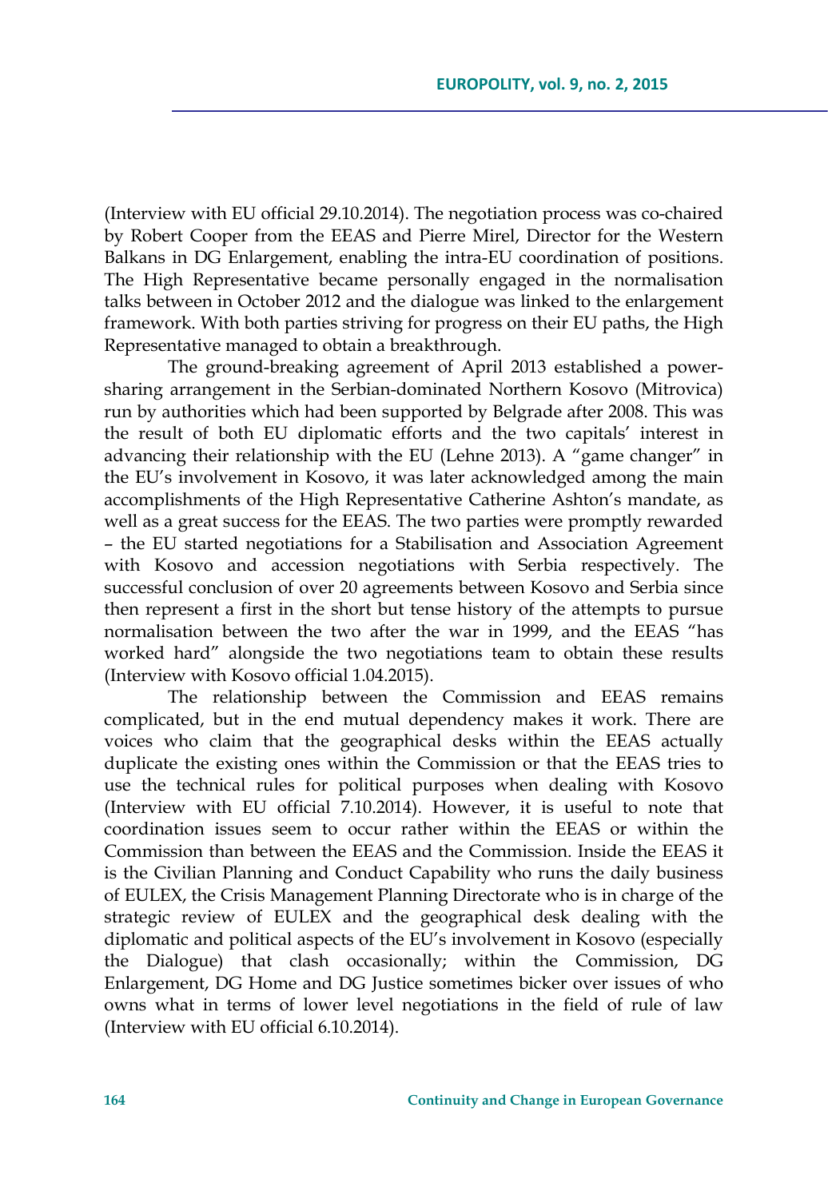(Interview with EU official 29.10.2014). The negotiation process was co-chaired by Robert Cooper from the EEAS and Pierre Mirel, Director for the Western Balkans in DG Enlargement, enabling the intra-EU coordination of positions. The High Representative became personally engaged in the normalisation talks between in October 2012 and the dialogue was linked to the enlargement framework. With both parties striving for progress on their EU paths, the High Representative managed to obtain a breakthrough.

The ground-breaking agreement of April 2013 established a power-sharing arrangement in the Serbian-dominated Northern Kosovo (Mitrovica) run by authorities which had been supported by Belgrade after 2008. This was the result of both EU diplomatic efforts and the two capitals' interest in advancing their relationship with the EU (Lehne 2013). A "game changer" in the EU's involvement in Kosovo, it was later acknowledged among the main accomplishments of the High Representative Catherine Ashton's mandate, as well as a great success for the EEAS. The two parties were promptly rewarded – the EU started negotiations for a Stabilisation and Association Agreement with Kosovo and accession negotiations with Serbia respectively. The successful conclusion of over 20 agreements between Kosovo and Serbia since then represent a first in the short but tense history of the attempts to pursue normalisation between the two after the war in 1999, and the EEAS "has worked hard" alongside the two negotiations team to obtain these results (Interview with Kosovo official 1.04.2015).

The relationship between the Commission and EEAS remains complicated, but in the end mutual dependency makes it work. There are voices who claim that the geographical desks within the EEAS actually duplicate the existing ones within the Commission or that the EEAS tries to use the technical rules for political purposes when dealing with Kosovo (Interview with EU official 7.10.2014). However, it is useful to note that coordination issues seem to occur rather within the EEAS or within the Commission than between the EEAS and the Commission. Inside the EEAS it is the Civilian Planning and Conduct Capability who runs the daily business of EULEX, the Crisis Management Planning Directorate who is in charge of the strategic review of EULEX and the geographical desk dealing with the diplomatic and political aspects of the EU's involvement in Kosovo (especially the Dialogue) that clash occasionally; within the Commission, DG Enlargement, DG Home and DG Justice sometimes bicker over issues of who owns what in terms of lower level negotiations in the field of rule of law (Interview with EU official 6.10.2014).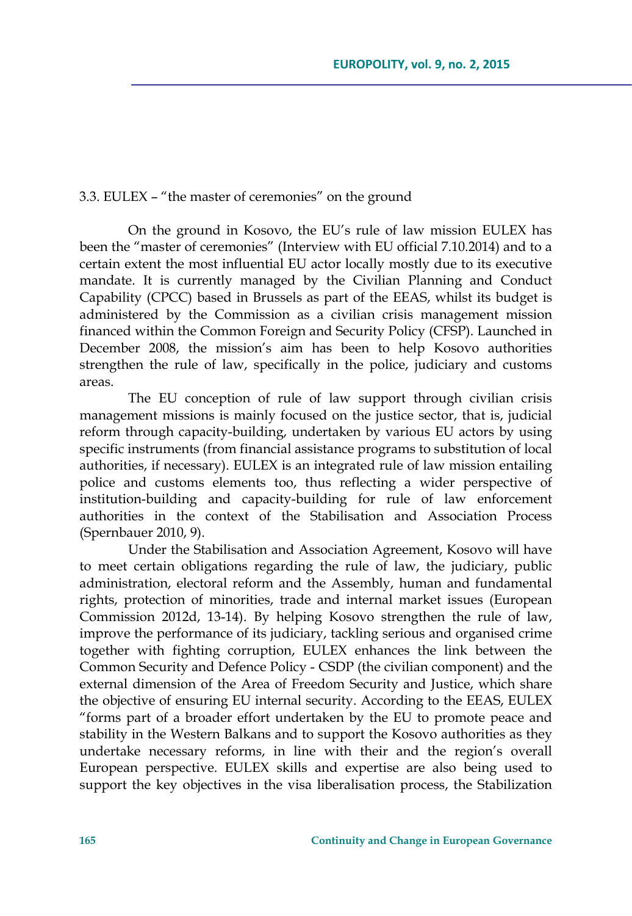### 3.3. EULEX – "the master of ceremonies" on the ground

On the ground in Kosovo, the EU's rule of law mission EULEX has been the "master of ceremonies" (Interview with EU official 7.10.2014) and to a certain extent the most influential EU actor locally mostly due to its executive mandate. It is currently managed by the Civilian Planning and Conduct Capability (CPCC) based in Brussels as part of the EEAS, whilst its budget is administered by the Commission as a civilian crisis management mission financed within the Common Foreign and Security Policy (CFSP). Launched in December 2008, the mission's aim has been to help Kosovo authorities strengthen the rule of law, specifically in the police, judiciary and customs areas.

The EU conception of rule of law support through civilian crisis management missions is mainly focused on the justice sector, that is, judicial reform through capacity-building, undertaken by various EU actors by using specific instruments (from financial assistance programs to substitution of local authorities, if necessary). EULEX is an integrated rule of law mission entailing police and customs elements too, thus reflecting a wider perspective of institution-building and capacity-building for rule of law enforcement authorities in the context of the Stabilisation and Association Process (Spernbauer 2010, 9).

Under the Stabilisation and Association Agreement, Kosovo will have to meet certain obligations regarding the rule of law, the judiciary, public administration, electoral reform and the Assembly, human and fundamental rights, protection of minorities, trade and internal market issues (European Commission 2012d, 13-14). By helping Kosovo strengthen the rule of law, improve the performance of its judiciary, tackling serious and organised crime together with fighting corruption, EULEX enhances the link between the Common Security and Defence Policy - CSDP (the civilian component) and the external dimension of the Area of Freedom Security and Justice, which share the objective of ensuring EU internal security. According to the EEAS, EULEX "forms part of a broader effort undertaken by the EU to promote peace and stability in the Western Balkans and to support the Kosovo authorities as they undertake necessary reforms, in line with their and the region's overall European perspective. EULEX skills and expertise are also being used to support the key objectives in the visa liberalisation process, the Stabilization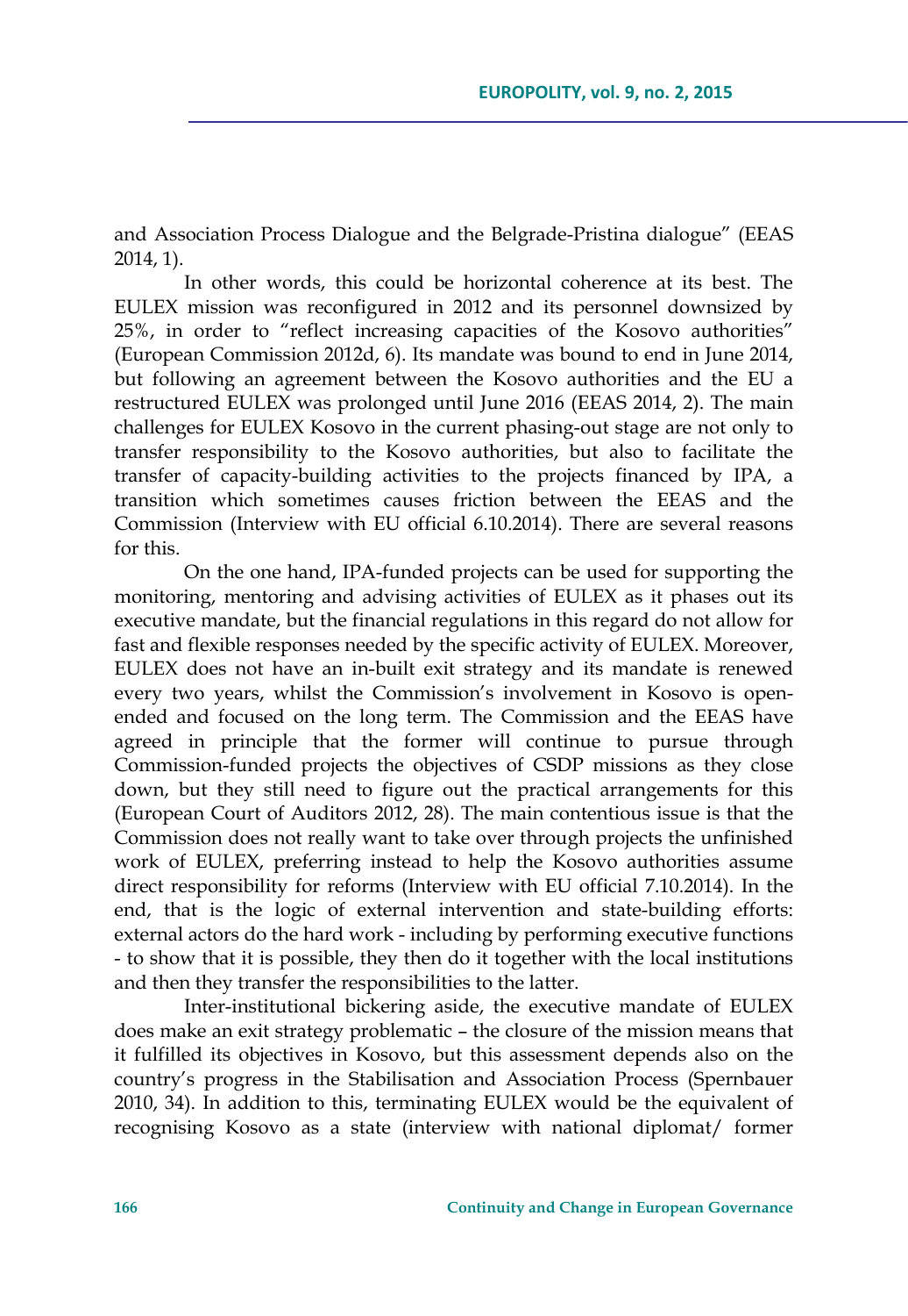and Association Process Dialogue and the Belgrade-Pristina dialogue" (EEAS 2014, 1).

In other words, this could be horizontal coherence at its best. The EULEX mission was reconfigured in 2012 and its personnel downsized by 25%, in order to "reflect increasing capacities of the Kosovo authorities" (European Commission 2012d, 6). Its mandate was bound to end in June 2014, but following an agreement between the Kosovo authorities and the EU a restructured EULEX was prolonged until June 2016 (EEAS 2014, 2). The main challenges for EULEX Kosovo in the current phasing-out stage are not only to transfer responsibility to the Kosovo authorities, but also to facilitate the transfer of capacity-building activities to the projects financed by IPA, a transition which sometimes causes friction between the EEAS and the Commission (Interview with EU official 6.10.2014). There are several reasons for this.

On the one hand, IPA-funded projects can be used for supporting the monitoring, mentoring and advising activities of EULEX as it phases out its executive mandate, but the financial regulations in this regard do not allow for fast and flexible responses needed by the specific activity of EULEX. Moreover, EULEX does not have an in-built exit strategy and its mandate is renewed every two years, whilst the Commission's involvement in Kosovo is open-ended and focused on the long term. The Commission and the EEAS have agreed in principle that the former will continue to pursue through Commission-funded projects the objectives of CSDP missions as they close down, but they still need to figure out the practical arrangements for this (European Court of Auditors 2012, 28). The main contentious issue is that the Commission does not really want to take over through projects the unfinished work of EULEX, preferring instead to help the Kosovo authorities assume direct responsibility for reforms (Interview with EU official 7.10.2014). In the end, that is the logic of external intervention and state-building efforts: external actors do the hard work - including by performing executive functions - to show that it is possible, they then do it together with the local institutions and then they transfer the responsibilities to the latter.

Inter-institutional bickering aside, the executive mandate of EULEX does make an exit strategy problematic – the closure of the mission means that it fulfilled its objectives in Kosovo, but this assessment depends also on the country's progress in the Stabilisation and Association Process (Spernbauer 2010, 34). In addition to this, terminating EULEX would be the equivalent of recognising Kosovo as a state (interview with national diplomat/ former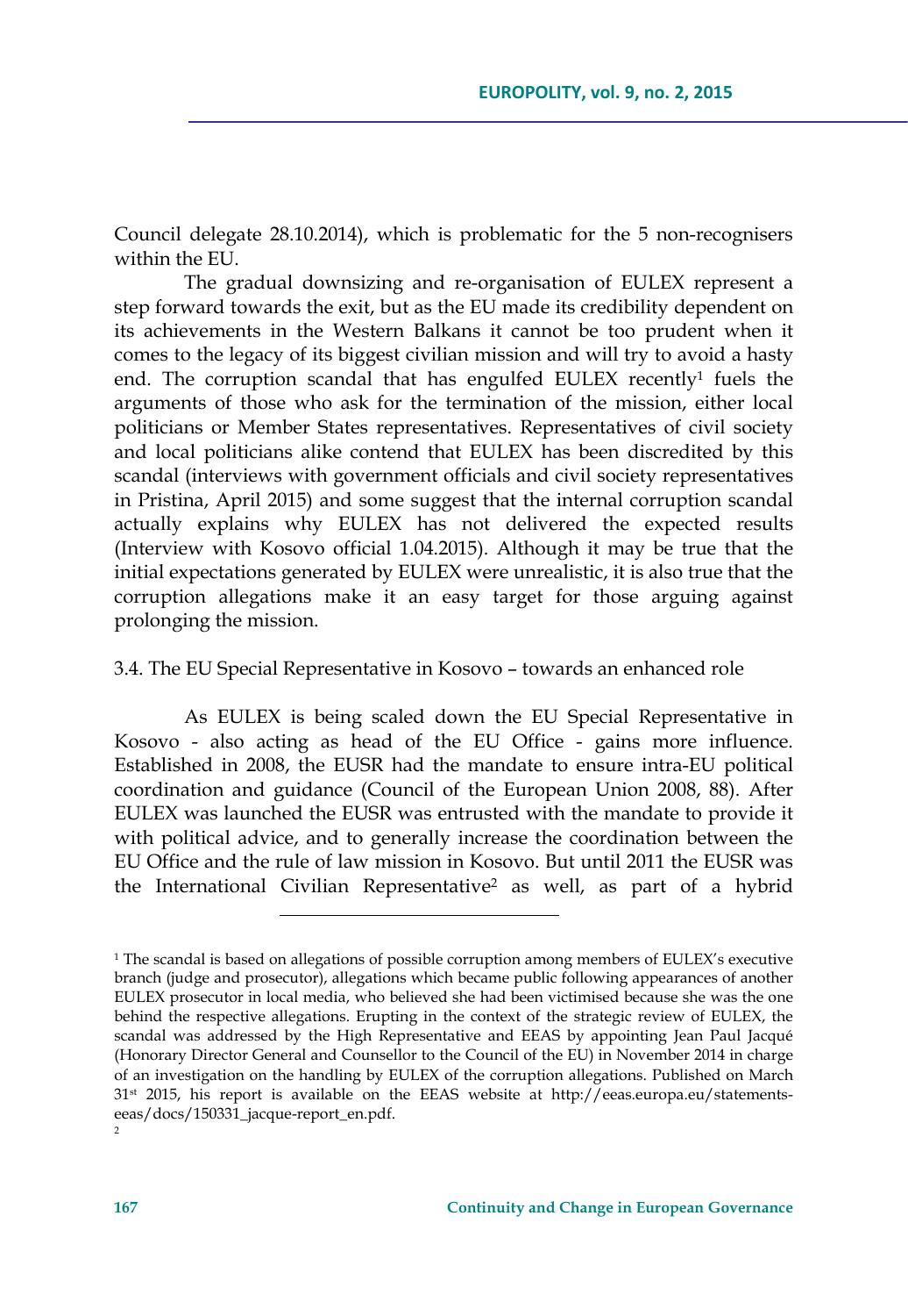Council delegate 28.10.2014), which is problematic for the 5 non-recognisers within the EU.

The gradual downsizing and re-organisation of EULEX represent a step forward towards the exit, but as the EU made its credibility dependent on its achievements in the Western Balkans it cannot be too prudent when it comes to the legacy of its biggest civilian mission and will try to avoid a hasty end. The corruption scandal that has engulfed EULEX recently[1] fuels the arguments of those who ask for the termination of the mission, either local politicians or Member States representatives. Representatives of civil society and local politicians alike contend that EULEX has been discredited by this scandal (interviews with government officials and civil society representatives in Pristina, April 2015) and some suggest that the internal corruption scandal actually explains why EULEX has not delivered the expected results (Interview with Kosovo official 1.04.2015). Although it may be true that the initial expectations generated by EULEX were unrealistic, it is also true that the corruption allegations make it an easy target for those arguing against prolonging the mission.

### 3.4. The EU Special Representative in Kosovo – towards an enhanced role

As EULEX is being scaled down the EU Special Representative in Kosovo - also acting as head of the EU Office - gains more influence. Established in 2008, the EUSR had the mandate to ensure intra-EU political coordination and guidance (Council of the European Union 2008, 88). After EULEX was launched the EUSR was entrusted with the mandate to provide it with political advice, and to generally increase the coordination between the EU Office and the rule of law mission in Kosovo. But until 2011 the EUSR was the International Civilian Representative[2] as well, as part of a hybrid

---

[1] The scandal is based on allegations of possible corruption among members of EULEX's executive branch (judge and prosecutor), allegations which became public following appearances of another EULEX prosecutor in local media, who believed she had been victimised because she was the one behind the respective allegations. Erupting in the context of the strategic review of EULEX, the scandal was addressed by the High Representative and EEAS by appointing Jean Paul Jacqué (Honorary Director General and Counsellor to the Council of the EU) in November 2014 in charge of an investigation on the handling by EULEX of the corruption allegations. Published on March 31st 2015, his report is available on the EEAS website at http://eeas.europa.eu/statements-eeas/docs/150331_jacque-report_en.pdf.

[2]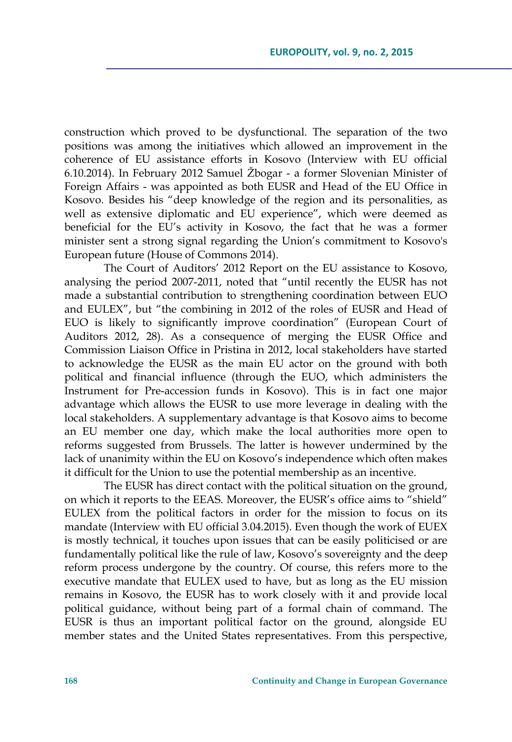construction which proved to be dysfunctional. The separation of the two positions was among the initiatives which allowed an improvement in the coherence of EU assistance efforts in Kosovo (Interview with EU official 6.10.2014). In February 2012 Samuel Žbogar - a former Slovenian Minister of Foreign Affairs - was appointed as both EUSR and Head of the EU Office in Kosovo. Besides his "deep knowledge of the region and its personalities, as well as extensive diplomatic and EU experience", which were deemed as beneficial for the EU's activity in Kosovo, the fact that he was a former minister sent a strong signal regarding the Union's commitment to Kosovo's European future (House of Commons 2014).

The Court of Auditors' 2012 Report on the EU assistance to Kosovo, analysing the period 2007-2011, noted that "until recently the EUSR has not made a substantial contribution to strengthening coordination between EUO and EULEX", but "the combining in 2012 of the roles of EUSR and Head of EUO is likely to significantly improve coordination" (European Court of Auditors 2012, 28). As a consequence of merging the EUSR Office and Commission Liaison Office in Pristina in 2012, local stakeholders have started to acknowledge the EUSR as the main EU actor on the ground with both political and financial influence (through the EUO, which administers the Instrument for Pre-accession funds in Kosovo). This is in fact one major advantage which allows the EUSR to use more leverage in dealing with the local stakeholders. A supplementary advantage is that Kosovo aims to become an EU member one day, which make the local authorities more open to reforms suggested from Brussels. The latter is however undermined by the lack of unanimity within the EU on Kosovo's independence which often makes it difficult for the Union to use the potential membership as an incentive.

The EUSR has direct contact with the political situation on the ground, on which it reports to the EEAS. Moreover, the EUSR's office aims to "shield" EULEX from the political factors in order for the mission to focus on its mandate (Interview with EU official 3.04.2015). Even though the work of EUEX is mostly technical, it touches upon issues that can be easily politicised or are fundamentally political like the rule of law, Kosovo's sovereignty and the deep reform process undergone by the country. Of course, this refers more to the executive mandate that EULEX used to have, but as long as the EU mission remains in Kosovo, the EUSR has to work closely with it and provide local political guidance, without being part of a formal chain of command. The EUSR is thus an important political factor on the ground, alongside EU member states and the United States representatives. From this perspective,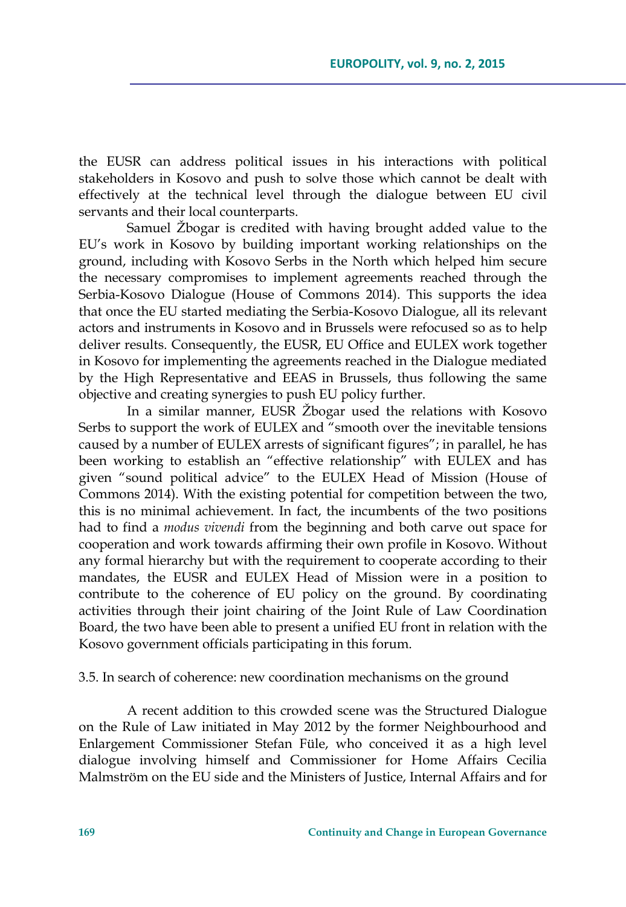the EUSR can address political issues in his interactions with political stakeholders in Kosovo and push to solve those which cannot be dealt with effectively at the technical level through the dialogue between EU civil servants and their local counterparts.

Samuel Žbogar is credited with having brought added value to the EU's work in Kosovo by building important working relationships on the ground, including with Kosovo Serbs in the North which helped him secure the necessary compromises to implement agreements reached through the Serbia-Kosovo Dialogue (House of Commons 2014). This supports the idea that once the EU started mediating the Serbia-Kosovo Dialogue, all its relevant actors and instruments in Kosovo and in Brussels were refocused so as to help deliver results. Consequently, the EUSR, EU Office and EULEX work together in Kosovo for implementing the agreements reached in the Dialogue mediated by the High Representative and EEAS in Brussels, thus following the same objective and creating synergies to push EU policy further.

In a similar manner, EUSR Žbogar used the relations with Kosovo Serbs to support the work of EULEX and "smooth over the inevitable tensions caused by a number of EULEX arrests of significant figures"; in parallel, he has been working to establish an "effective relationship" with EULEX and has given "sound political advice" to the EULEX Head of Mission (House of Commons 2014). With the existing potential for competition between the two, this is no minimal achievement. In fact, the incumbents of the two positions had to find a *modus vivendi* from the beginning and both carve out space for cooperation and work towards affirming their own profile in Kosovo. Without any formal hierarchy but with the requirement to cooperate according to their mandates, the EUSR and EULEX Head of Mission were in a position to contribute to the coherence of EU policy on the ground. By coordinating activities through their joint chairing of the Joint Rule of Law Coordination Board, the two have been able to present a unified EU front in relation with the Kosovo government officials participating in this forum.

### 3.5. In search of coherence: new coordination mechanisms on the ground

A recent addition to this crowded scene was the Structured Dialogue on the Rule of Law initiated in May 2012 by the former Neighbourhood and Enlargement Commissioner Stefan Füle, who conceived it as a high level dialogue involving himself and Commissioner for Home Affairs Cecilia Malmström on the EU side and the Ministers of Justice, Internal Affairs and for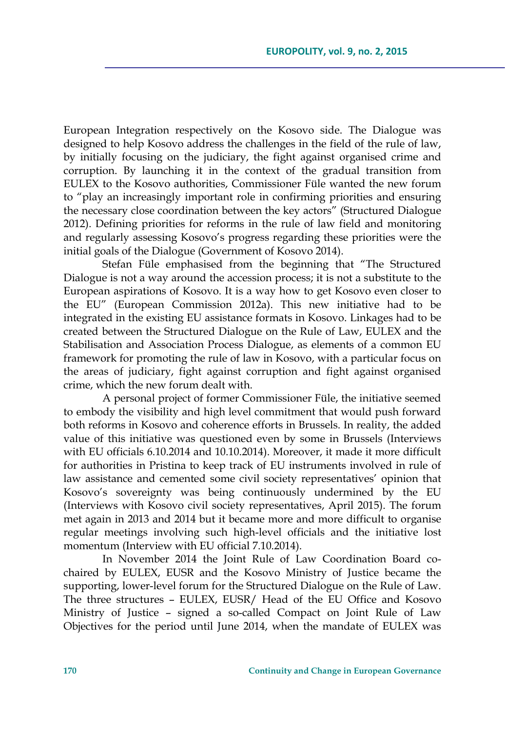European Integration respectively on the Kosovo side. The Dialogue was designed to help Kosovo address the challenges in the field of the rule of law, by initially focusing on the judiciary, the fight against organised crime and corruption. By launching it in the context of the gradual transition from EULEX to the Kosovo authorities, Commissioner Füle wanted the new forum to "play an increasingly important role in confirming priorities and ensuring the necessary close coordination between the key actors" (Structured Dialogue 2012). Defining priorities for reforms in the rule of law field and monitoring and regularly assessing Kosovo's progress regarding these priorities were the initial goals of the Dialogue (Government of Kosovo 2014).

Stefan Füle emphasised from the beginning that "The Structured Dialogue is not a way around the accession process; it is not a substitute to the European aspirations of Kosovo. It is a way how to get Kosovo even closer to the EU" (European Commission 2012a). This new initiative had to be integrated in the existing EU assistance formats in Kosovo. Linkages had to be created between the Structured Dialogue on the Rule of Law, EULEX and the Stabilisation and Association Process Dialogue, as elements of a common EU framework for promoting the rule of law in Kosovo, with a particular focus on the areas of judiciary, fight against corruption and fight against organised crime, which the new forum dealt with.

A personal project of former Commissioner Füle, the initiative seemed to embody the visibility and high level commitment that would push forward both reforms in Kosovo and coherence efforts in Brussels. In reality, the added value of this initiative was questioned even by some in Brussels (Interviews with EU officials 6.10.2014 and 10.10.2014). Moreover, it made it more difficult for authorities in Pristina to keep track of EU instruments involved in rule of law assistance and cemented some civil society representatives' opinion that Kosovo's sovereignty was being continuously undermined by the EU (Interviews with Kosovo civil society representatives, April 2015). The forum met again in 2013 and 2014 but it became more and more difficult to organise regular meetings involving such high-level officials and the initiative lost momentum (Interview with EU official 7.10.2014).

In November 2014 the Joint Rule of Law Coordination Board co-chaired by EULEX, EUSR and the Kosovo Ministry of Justice became the supporting, lower-level forum for the Structured Dialogue on the Rule of Law. The three structures – EULEX, EUSR/ Head of the EU Office and Kosovo Ministry of Justice – signed a so-called Compact on Joint Rule of Law Objectives for the period until June 2014, when the mandate of EULEX was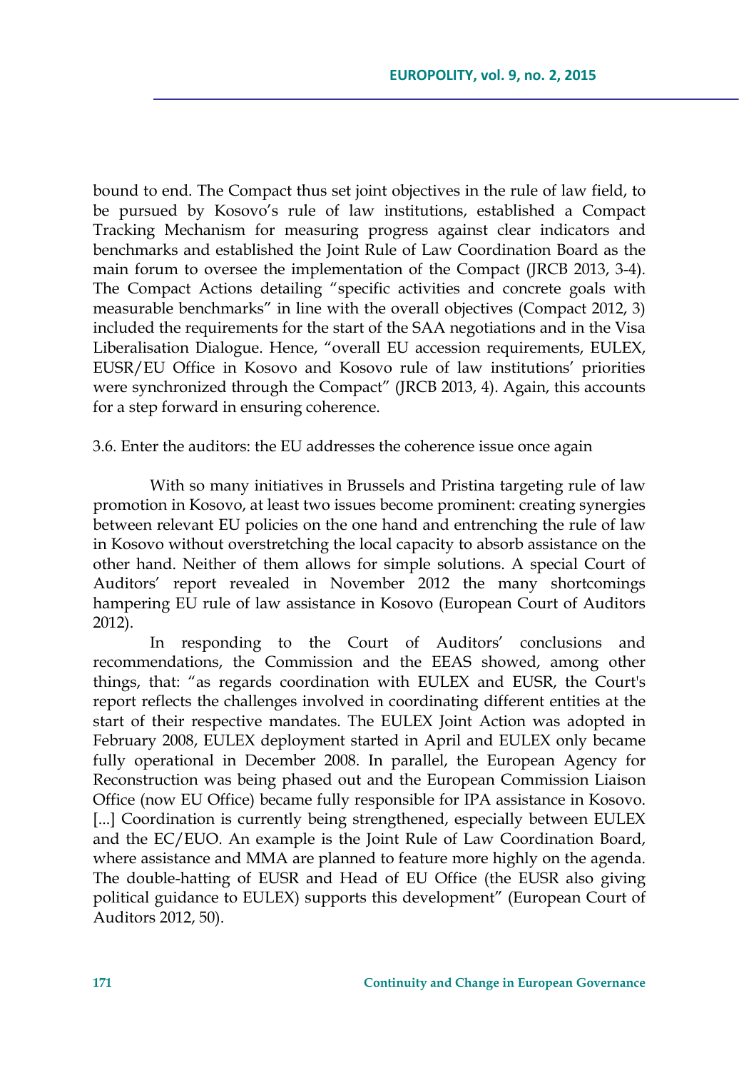bound to end. The Compact thus set joint objectives in the rule of law field, to be pursued by Kosovo's rule of law institutions, established a Compact Tracking Mechanism for measuring progress against clear indicators and benchmarks and established the Joint Rule of Law Coordination Board as the main forum to oversee the implementation of the Compact (JRCB 2013, 3-4). The Compact Actions detailing "specific activities and concrete goals with measurable benchmarks" in line with the overall objectives (Compact 2012, 3) included the requirements for the start of the SAA negotiations and in the Visa Liberalisation Dialogue. Hence, "overall EU accession requirements, EULEX, EUSR/EU Office in Kosovo and Kosovo rule of law institutions' priorities were synchronized through the Compact" (JRCB 2013, 4). Again, this accounts for a step forward in ensuring coherence.

### 3.6. Enter the auditors: the EU addresses the coherence issue once again

With so many initiatives in Brussels and Pristina targeting rule of law promotion in Kosovo, at least two issues become prominent: creating synergies between relevant EU policies on the one hand and entrenching the rule of law in Kosovo without overstretching the local capacity to absorb assistance on the other hand. Neither of them allows for simple solutions. A special Court of Auditors' report revealed in November 2012 the many shortcomings hampering EU rule of law assistance in Kosovo (European Court of Auditors 2012).

In responding to the Court of Auditors' conclusions and recommendations, the Commission and the EEAS showed, among other things, that: "as regards coordination with EULEX and EUSR, the Court's report reflects the challenges involved in coordinating different entities at the start of their respective mandates. The EULEX Joint Action was adopted in February 2008, EULEX deployment started in April and EULEX only became fully operational in December 2008. In parallel, the European Agency for Reconstruction was being phased out and the European Commission Liaison Office (now EU Office) became fully responsible for IPA assistance in Kosovo. [...] Coordination is currently being strengthened, especially between EULEX and the EC/EUO. An example is the Joint Rule of Law Coordination Board, where assistance and MMA are planned to feature more highly on the agenda. The double-hatting of EUSR and Head of EU Office (the EUSR also giving political guidance to EULEX) supports this development" (European Court of Auditors 2012, 50).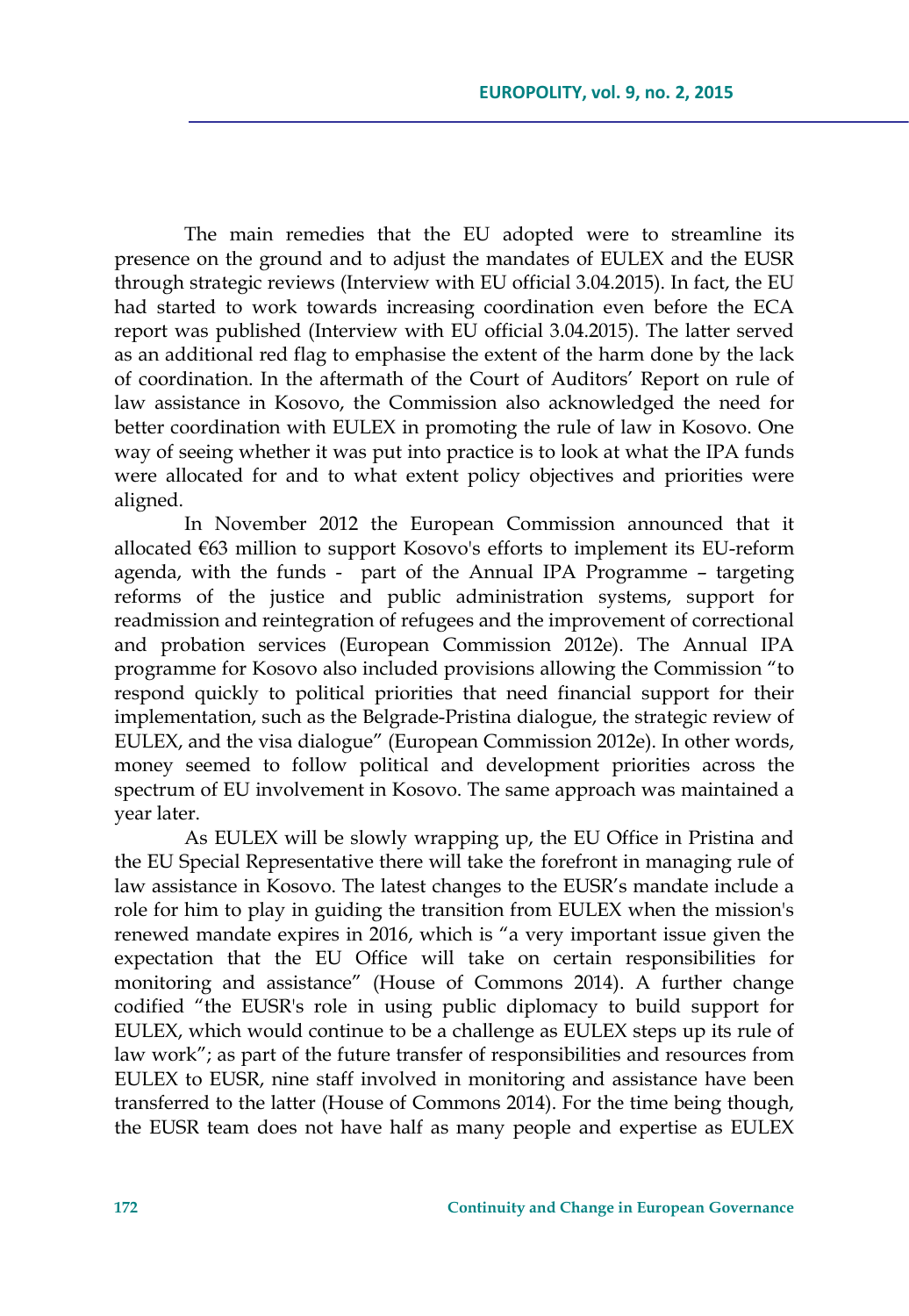The main remedies that the EU adopted were to streamline its presence on the ground and to adjust the mandates of EULEX and the EUSR through strategic reviews (Interview with EU official 3.04.2015). In fact, the EU had started to work towards increasing coordination even before the ECA report was published (Interview with EU official 3.04.2015). The latter served as an additional red flag to emphasise the extent of the harm done by the lack of coordination. In the aftermath of the Court of Auditors' Report on rule of law assistance in Kosovo, the Commission also acknowledged the need for better coordination with EULEX in promoting the rule of law in Kosovo. One way of seeing whether it was put into practice is to look at what the IPA funds were allocated for and to what extent policy objectives and priorities were aligned.

In November 2012 the European Commission announced that it allocated €63 million to support Kosovo's efforts to implement its EU-reform agenda, with the funds - part of the Annual IPA Programme – targeting reforms of the justice and public administration systems, support for readmission and reintegration of refugees and the improvement of correctional and probation services (European Commission 2012e). The Annual IPA programme for Kosovo also included provisions allowing the Commission "to respond quickly to political priorities that need financial support for their implementation, such as the Belgrade-Pristina dialogue, the strategic review of EULEX, and the visa dialogue" (European Commission 2012e). In other words, money seemed to follow political and development priorities across the spectrum of EU involvement in Kosovo. The same approach was maintained a year later.

As EULEX will be slowly wrapping up, the EU Office in Pristina and the EU Special Representative there will take the forefront in managing rule of law assistance in Kosovo. The latest changes to the EUSR's mandate include a role for him to play in guiding the transition from EULEX when the mission's renewed mandate expires in 2016, which is "a very important issue given the expectation that the EU Office will take on certain responsibilities for monitoring and assistance" (House of Commons 2014). A further change codified "the EUSR's role in using public diplomacy to build support for EULEX, which would continue to be a challenge as EULEX steps up its rule of law work"; as part of the future transfer of responsibilities and resources from EULEX to EUSR, nine staff involved in monitoring and assistance have been transferred to the latter (House of Commons 2014). For the time being though, the EUSR team does not have half as many people and expertise as EULEX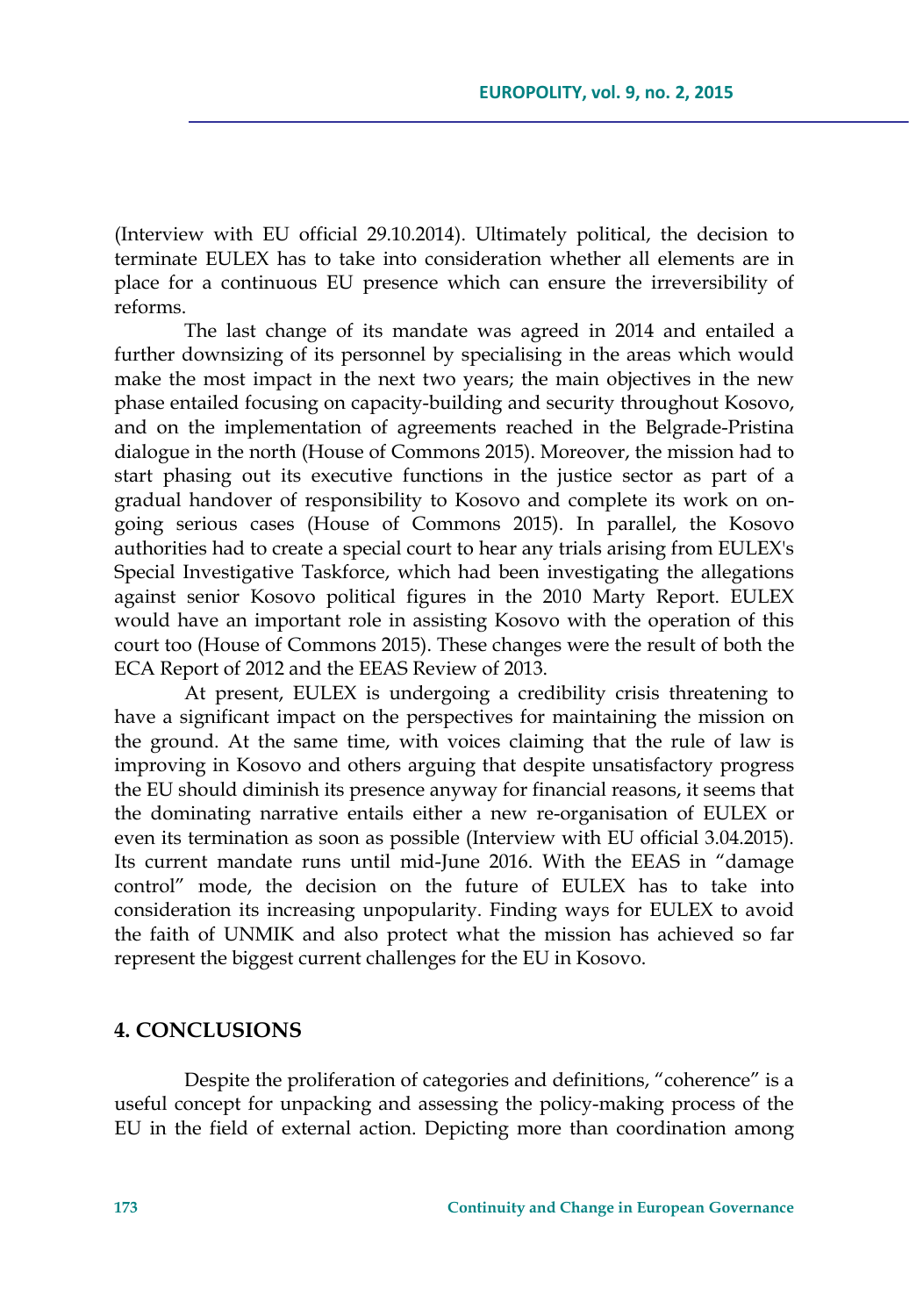(Interview with EU official 29.10.2014). Ultimately political, the decision to terminate EULEX has to take into consideration whether all elements are in place for a continuous EU presence which can ensure the irreversibility of reforms.

The last change of its mandate was agreed in 2014 and entailed a further downsizing of its personnel by specialising in the areas which would make the most impact in the next two years; the main objectives in the new phase entailed focusing on capacity-building and security throughout Kosovo, and on the implementation of agreements reached in the Belgrade-Pristina dialogue in the north (House of Commons 2015). Moreover, the mission had to start phasing out its executive functions in the justice sector as part of a gradual handover of responsibility to Kosovo and complete its work on on-going serious cases (House of Commons 2015). In parallel, the Kosovo authorities had to create a special court to hear any trials arising from EULEX's Special Investigative Taskforce, which had been investigating the allegations against senior Kosovo political figures in the 2010 Marty Report. EULEX would have an important role in assisting Kosovo with the operation of this court too (House of Commons 2015). These changes were the result of both the ECA Report of 2012 and the EEAS Review of 2013.

At present, EULEX is undergoing a credibility crisis threatening to have a significant impact on the perspectives for maintaining the mission on the ground. At the same time, with voices claiming that the rule of law is improving in Kosovo and others arguing that despite unsatisfactory progress the EU should diminish its presence anyway for financial reasons, it seems that the dominating narrative entails either a new re-organisation of EULEX or even its termination as soon as possible (Interview with EU official 3.04.2015). Its current mandate runs until mid-June 2016. With the EEAS in "damage control" mode, the decision on the future of EULEX has to take into consideration its increasing unpopularity. Finding ways for EULEX to avoid the faith of UNMIK and also protect what the mission has achieved so far represent the biggest current challenges for the EU in Kosovo.

## 4. CONCLUSIONS

Despite the proliferation of categories and definitions, "coherence" is a useful concept for unpacking and assessing the policy-making process of the EU in the field of external action. Depicting more than coordination among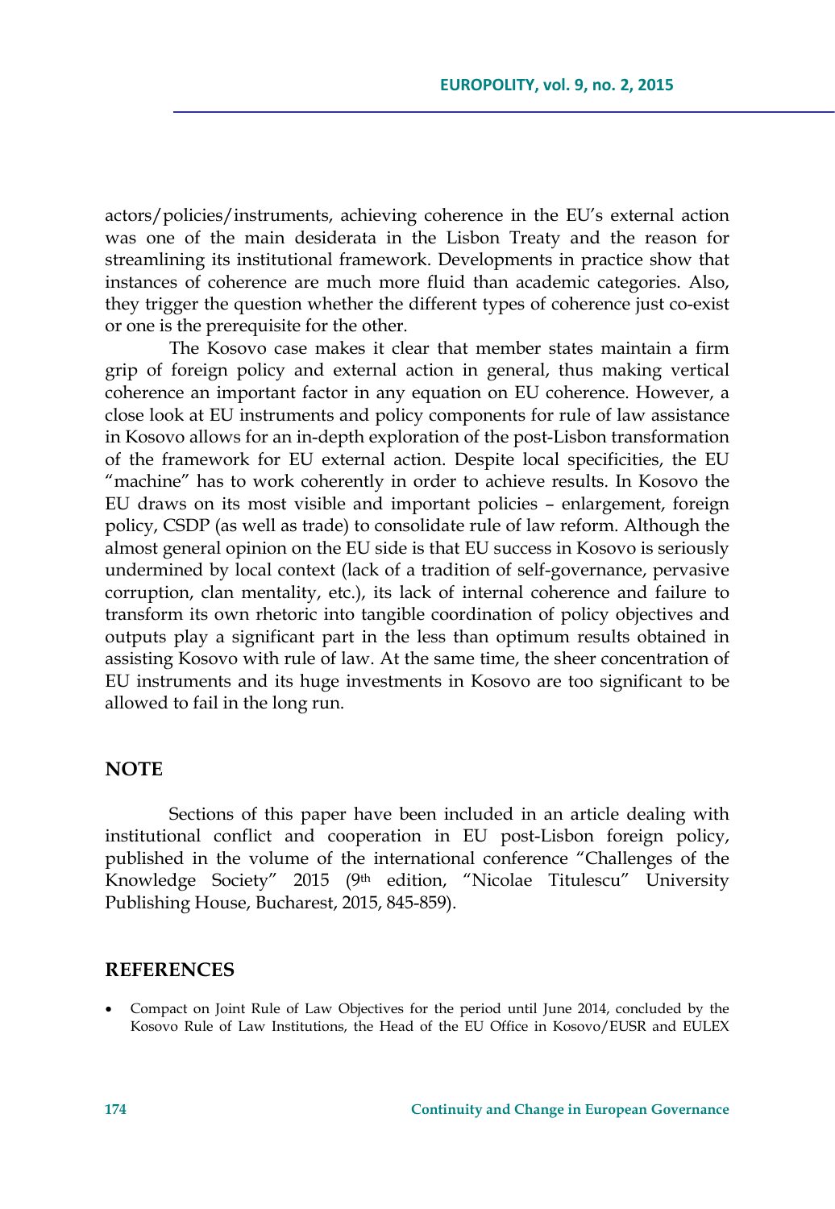actors/policies/instruments, achieving coherence in the EU's external action was one of the main desiderata in the Lisbon Treaty and the reason for streamlining its institutional framework. Developments in practice show that instances of coherence are much more fluid than academic categories. Also, they trigger the question whether the different types of coherence just co-exist or one is the prerequisite for the other.

The Kosovo case makes it clear that member states maintain a firm grip of foreign policy and external action in general, thus making vertical coherence an important factor in any equation on EU coherence. However, a close look at EU instruments and policy components for rule of law assistance in Kosovo allows for an in-depth exploration of the post-Lisbon transformation of the framework for EU external action. Despite local specificities, the EU "machine" has to work coherently in order to achieve results. In Kosovo the EU draws on its most visible and important policies – enlargement, foreign policy, CSDP (as well as trade) to consolidate rule of law reform. Although the almost general opinion on the EU side is that EU success in Kosovo is seriously undermined by local context (lack of a tradition of self-governance, pervasive corruption, clan mentality, etc.), its lack of internal coherence and failure to transform its own rhetoric into tangible coordination of policy objectives and outputs play a significant part in the less than optimum results obtained in assisting Kosovo with rule of law. At the same time, the sheer concentration of EU instruments and its huge investments in Kosovo are too significant to be allowed to fail in the long run.

## NOTE

Sections of this paper have been included in an article dealing with institutional conflict and cooperation in EU post-Lisbon foreign policy, published in the volume of the international conference "Challenges of the Knowledge Society" 2015 (9th edition, "Nicolae Titulescu" University Publishing House, Bucharest, 2015, 845-859).

## REFERENCES

- Compact on Joint Rule of Law Objectives for the period until June 2014, concluded by the Kosovo Rule of Law Institutions, the Head of the EU Office in Kosovo/EUSR and EULEX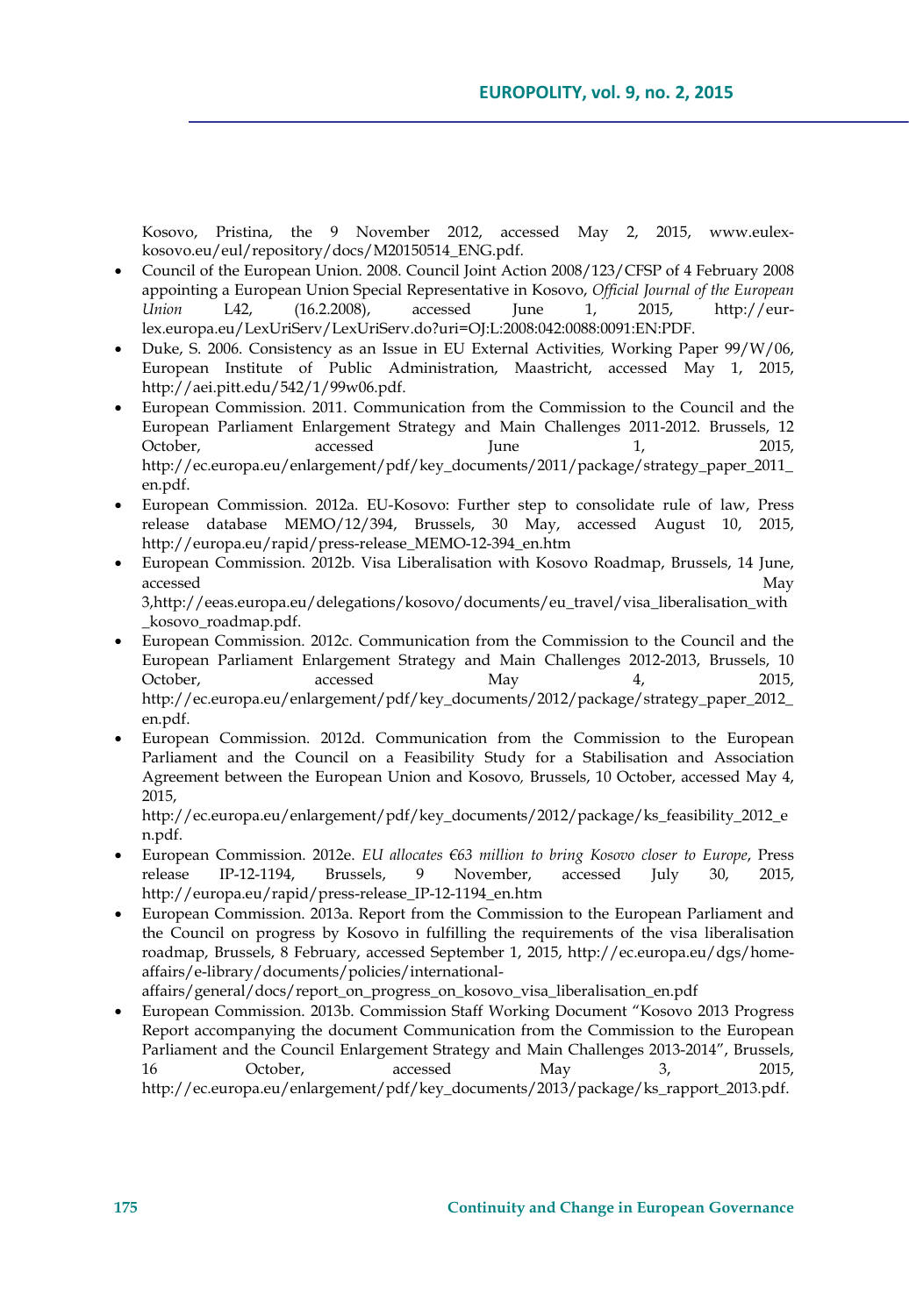Kosovo, Pristina, the 9 November 2012, accessed May 2, 2015, www.eulex-kosovo.eu/eul/repository/docs/M20150514_ENG.pdf.

- Council of the European Union. 2008. Council Joint Action 2008/123/CFSP of 4 February 2008 appointing a European Union Special Representative in Kosovo, *Official Journal of the European Union* L42, (16.2.2008), accessed June 1, 2015, http://eur-lex.europa.eu/LexUriServ/LexUriServ.do?uri=OJ:L:2008:042:0088:0091:EN:PDF.
- Duke, S. 2006. Consistency as an Issue in EU External Activities, Working Paper 99/W/06, European Institute of Public Administration, Maastricht, accessed May 1, 2015, http://aei.pitt.edu/542/1/99w06.pdf.
- European Commission. 2011. Communication from the Commission to the Council and the European Parliament Enlargement Strategy and Main Challenges 2011-2012. Brussels, 12 October, accessed June 1, 2015, http://ec.europa.eu/enlargement/pdf/key_documents/2011/package/strategy_paper_2011_en.pdf.
- European Commission. 2012a. EU-Kosovo: Further step to consolidate rule of law, Press release database MEMO/12/394, Brussels, 30 May, accessed August 10, 2015, http://europa.eu/rapid/press-release_MEMO-12-394_en.htm
- European Commission. 2012b. Visa Liberalisation with Kosovo Roadmap, Brussels, 14 June, accessed May 3,http://eeas.europa.eu/delegations/kosovo/documents/eu_travel/visa_liberalisation_with_kosovo_roadmap.pdf.
- European Commission. 2012c. Communication from the Commission to the Council and the European Parliament Enlargement Strategy and Main Challenges 2012-2013, Brussels, 10 October, accessed May 4, 2015, http://ec.europa.eu/enlargement/pdf/key_documents/2012/package/strategy_paper_2012_en.pdf.
- European Commission. 2012d. Communication from the Commission to the European Parliament and the Council on a Feasibility Study for a Stabilisation and Association Agreement between the European Union and Kosovo, Brussels, 10 October, accessed May 4, 2015, http://ec.europa.eu/enlargement/pdf/key_documents/2012/package/ks_feasibility_2012_en.pdf.
- European Commission. 2012e. *EU allocates €63 million to bring Kosovo closer to Europe*, Press release IP-12-1194, Brussels, 9 November, accessed July 30, 2015, http://europa.eu/rapid/press-release_IP-12-1194_en.htm
- European Commission. 2013a. Report from the Commission to the European Parliament and the Council on progress by Kosovo in fulfilling the requirements of the visa liberalisation roadmap, Brussels, 8 February, accessed September 1, 2015, http://ec.europa.eu/dgs/home-affairs/e-library/documents/policies/international-affairs/general/docs/report_on_progress_on_kosovo_visa_liberalisation_en.pdf
- European Commission. 2013b. Commission Staff Working Document "Kosovo 2013 Progress Report accompanying the document Communication from the Commission to the European Parliament and the Council Enlargement Strategy and Main Challenges 2013-2014", Brussels, 16 October, accessed May 3, 2015, http://ec.europa.eu/enlargement/pdf/key_documents/2013/package/ks_rapport_2013.pdf.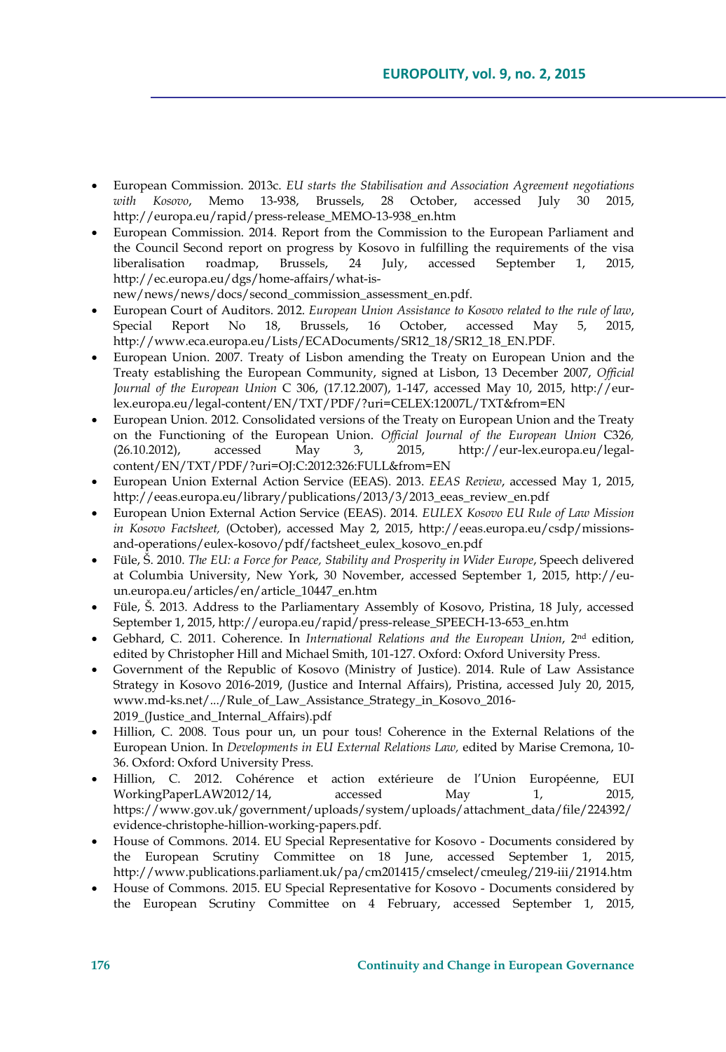- European Commission. 2013c. *EU starts the Stabilisation and Association Agreement negotiations with Kosovo*, Memo 13-938, Brussels, 28 October, accessed July 30 2015, http://europa.eu/rapid/press-release_MEMO-13-938_en.htm
- European Commission. 2014. Report from the Commission to the European Parliament and the Council Second report on progress by Kosovo in fulfilling the requirements of the visa liberalisation roadmap, Brussels, 24 July, accessed September 1, 2015, http://ec.europa.eu/dgs/home-affairs/what-is-new/news/news/docs/second_commission_assessment_en.pdf.
- European Court of Auditors. 2012. *European Union Assistance to Kosovo related to the rule of law*, Special Report No 18, Brussels, 16 October, accessed May 5, 2015, http://www.eca.europa.eu/Lists/ECADocuments/SR12_18/SR12_18_EN.PDF.
- European Union. 2007. Treaty of Lisbon amending the Treaty on European Union and the Treaty establishing the European Community, signed at Lisbon, 13 December 2007, *Official Journal of the European Union* C 306, (17.12.2007), 1-147, accessed May 10, 2015, http://eur-lex.europa.eu/legal-content/EN/TXT/PDF/?uri=CELEX:12007L/TXT&from=EN
- European Union. 2012. Consolidated versions of the Treaty on European Union and the Treaty on the Functioning of the European Union. *Official Journal of the European Union* C326, (26.10.2012), accessed May 3, 2015, http://eur-lex.europa.eu/legal-content/EN/TXT/PDF/?uri=OJ:C:2012:326:FULL&from=EN
- European Union External Action Service (EEAS). 2013. *EEAS Review*, accessed May 1, 2015, http://eeas.europa.eu/library/publications/2013/3/2013_eeas_review_en.pdf
- European Union External Action Service (EEAS). 2014. *EULEX Kosovo EU Rule of Law Mission in Kosovo Factsheet,* (October), accessed May 2, 2015, http://eeas.europa.eu/csdp/missions-and-operations/eulex-kosovo/pdf/factsheet_eulex_kosovo_en.pdf
- Füle, Š. 2010. *The EU: a Force for Peace, Stability and Prosperity in Wider Europe*, Speech delivered at Columbia University, New York, 30 November, accessed September 1, 2015, http://eu-un.europa.eu/articles/en/article_10447_en.htm
- Füle, Š. 2013. Address to the Parliamentary Assembly of Kosovo, Pristina, 18 July, accessed September 1, 2015, http://europa.eu/rapid/press-release_SPEECH-13-653_en.htm
- Gebhard, C. 2011. Coherence. In *International Relations and the European Union*, 2nd edition, edited by Christopher Hill and Michael Smith, 101-127. Oxford: Oxford University Press.
- Government of the Republic of Kosovo (Ministry of Justice). 2014. Rule of Law Assistance Strategy in Kosovo 2016-2019, (Justice and Internal Affairs), Pristina, accessed July 20, 2015, www.md-ks.net/.../Rule_of_Law_Assistance_Strategy_in_Kosovo_2016-2019_(Justice_and_Internal_Affairs).pdf
- Hillion, C. 2008. Tous pour un, un pour tous! Coherence in the External Relations of the European Union. In *Developments in EU External Relations Law,* edited by Marise Cremona, 10-36. Oxford: Oxford University Press.
- Hillion, C. 2012. Cohérence et action extérieure de l'Union Européenne, EUI WorkingPaperLAW2012/14, accessed May 1, 2015, https://www.gov.uk/government/uploads/system/uploads/attachment_data/file/224392/evidence-christophe-hillion-working-papers.pdf.
- House of Commons. 2014. EU Special Representative for Kosovo - Documents considered by the European Scrutiny Committee on 18 June, accessed September 1, 2015, http://www.publications.parliament.uk/pa/cm201415/cmselect/cmeuleg/219-iii/21914.htm
- House of Commons. 2015. EU Special Representative for Kosovo - Documents considered by the European Scrutiny Committee on 4 February, accessed September 1, 2015,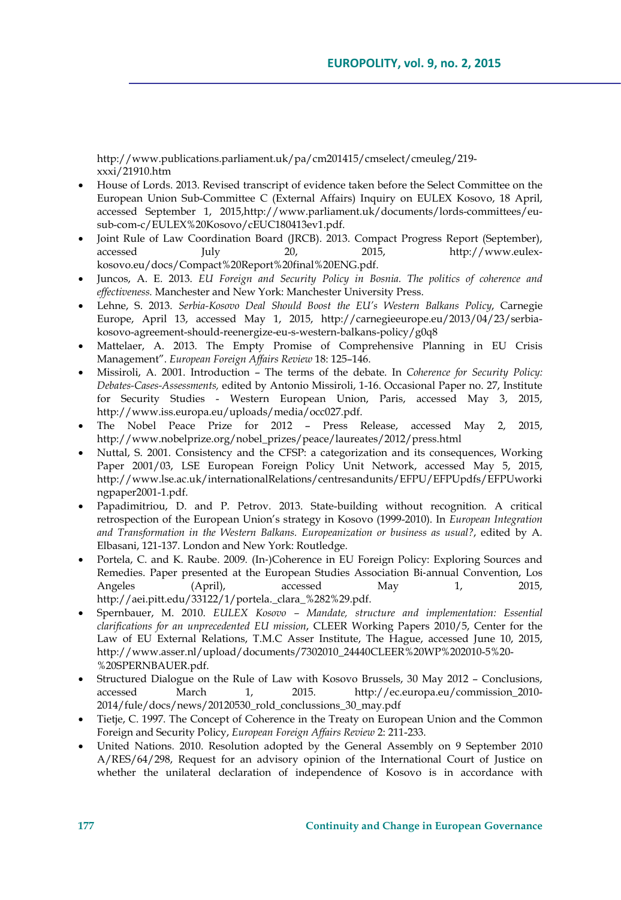http://www.publications.parliament.uk/pa/cm201415/cmselect/cmeuleg/219-xxxi/21910.htm

- House of Lords. 2013. Revised transcript of evidence taken before the Select Committee on the European Union Sub-Committee C (External Affairs) Inquiry on EULEX Kosovo, 18 April, accessed September 1, 2015,http://www.parliament.uk/documents/lords-committees/eu-sub-com-c/EULEX%20Kosovo/cEUC180413ev1.pdf.
- Joint Rule of Law Coordination Board (JRCB). 2013. Compact Progress Report (September), accessed July 20, 2015, http://www.eulex-kosovo.eu/docs/Compact%20Report%20final%20ENG.pdf.
- Juncos, A. E. 2013. *EU Foreign and Security Policy in Bosnia. The politics of coherence and effectiveness.* Manchester and New York: Manchester University Press.
- Lehne, S. 2013. *Serbia-Kosovo Deal Should Boost the EU's Western Balkans Policy*, Carnegie Europe, April 13, accessed May 1, 2015, http://carnegieeurope.eu/2013/04/23/serbia-kosovo-agreement-should-reenergize-eu-s-western-balkans-policy/g0q8
- Mattelaer, A. 2013. The Empty Promise of Comprehensive Planning in EU Crisis Management". *European Foreign Affairs Review* 18: 125–146.
- Missiroli, A. 2001. Introduction – The terms of the debate. In *Coherence for Security Policy: Debates-Cases-Assessments,* edited by Antonio Missiroli, 1-16. Occasional Paper no. 27, Institute for Security Studies - Western European Union, Paris, accessed May 3, 2015, http://www.iss.europa.eu/uploads/media/occ027.pdf.
- The Nobel Peace Prize for 2012 – Press Release, accessed May 2, 2015, http://www.nobelprize.org/nobel_prizes/peace/laureates/2012/press.html
- Nuttal, S. 2001. Consistency and the CFSP: a categorization and its consequences, Working Paper 2001/03, LSE European Foreign Policy Unit Network, accessed May 5, 2015, http://www.lse.ac.uk/internationalRelations/centresandunits/EFPU/EFPUpdfs/EFPUworkingpaper2001-1.pdf.
- Papadimitriou, D. and P. Petrov. 2013. State-building without recognition. A critical retrospection of the European Union's strategy in Kosovo (1999-2010). In *European Integration and Transformation in the Western Balkans. Europeanization or business as usual?*, edited by A. Elbasani, 121-137. London and New York: Routledge.
- Portela, C. and K. Raube. 2009. (In-)Coherence in EU Foreign Policy: Exploring Sources and Remedies. Paper presented at the European Studies Association Bi-annual Convention, Los Angeles (April), accessed May 1, 2015, http://aei.pitt.edu/33122/1/portela._clara_%282%29.pdf.
- Spernbauer, M. 2010. *EULEX Kosovo – Mandate, structure and implementation: Essential clarifications for an unprecedented EU mission*, CLEER Working Papers 2010/5, Center for the Law of EU External Relations, T.M.C Asser Institute, The Hague, accessed June 10, 2015, http://www.asser.nl/upload/documents/7302010_24440CLEER%20WP%202010-5%20-%20SPERNBAUER.pdf.
- Structured Dialogue on the Rule of Law with Kosovo Brussels, 30 May 2012 – Conclusions, accessed March 1, 2015. http://ec.europa.eu/commission_2010-2014/fule/docs/news/20120530_rold_conclussions_30_may.pdf
- Tietje, C. 1997. The Concept of Coherence in the Treaty on European Union and the Common Foreign and Security Policy, *European Foreign Affairs Review* 2: 211-233.
- United Nations. 2010. Resolution adopted by the General Assembly on 9 September 2010 A/RES/64/298, Request for an advisory opinion of the International Court of Justice on whether the unilateral declaration of independence of Kosovo is in accordance with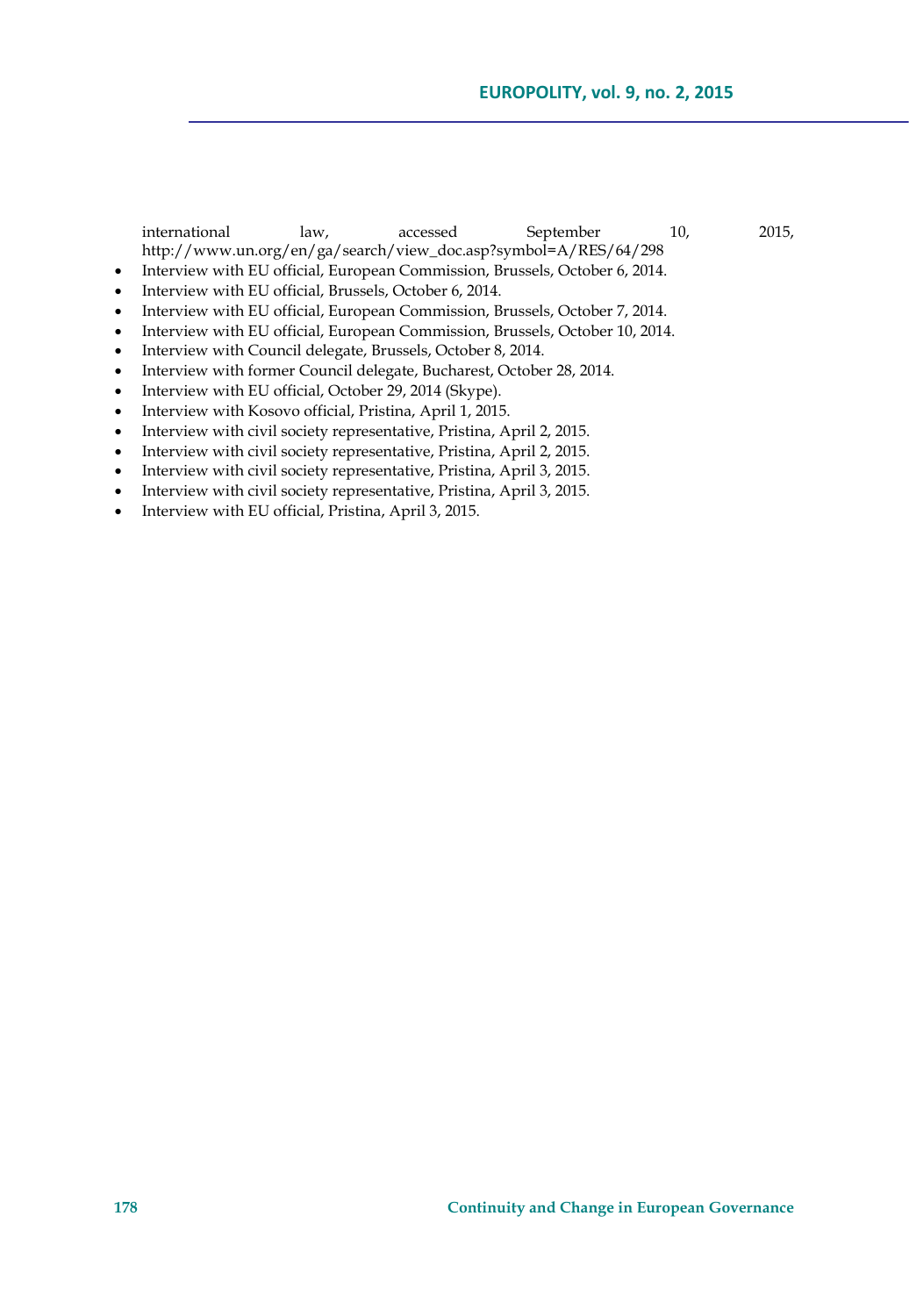international law, accessed September 10, 2015, http://www.un.org/en/ga/search/view_doc.asp?symbol=A/RES/64/298

- Interview with EU official, European Commission, Brussels, October 6, 2014.
- Interview with EU official, Brussels, October 6, 2014.
- Interview with EU official, European Commission, Brussels, October 7, 2014.
- Interview with EU official, European Commission, Brussels, October 10, 2014.
- Interview with Council delegate, Brussels, October 8, 2014.
- Interview with former Council delegate, Bucharest, October 28, 2014.
- Interview with EU official, October 29, 2014 (Skype).
- Interview with Kosovo official, Pristina, April 1, 2015.
- Interview with civil society representative, Pristina, April 2, 2015.
- Interview with civil society representative, Pristina, April 2, 2015.
- Interview with civil society representative, Pristina, April 3, 2015.
- Interview with civil society representative, Pristina, April 3, 2015.
- Interview with EU official, Pristina, April 3, 2015.